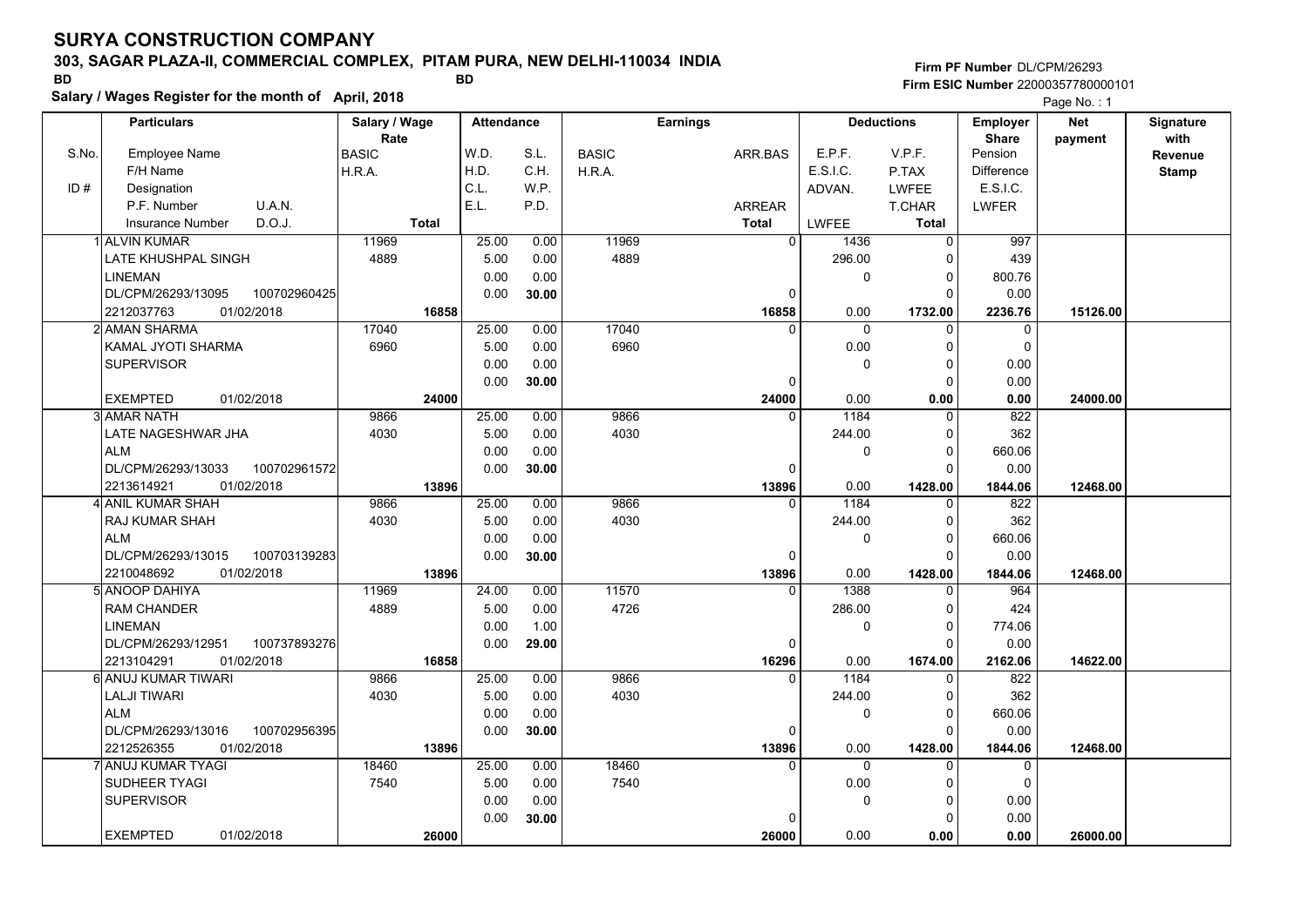# SURYA CONSTRUCTION COMPANY

**303, SAGAR PLAZA-II, COMMERCIAL COMPLEX, PITAM PURA, NEW DELHI-110034 INDIA**

BD BD

**Salary / Wages Register for the month of April, 2018**

**Firm PF Number** DL/CPM/26293
**Firm ESIC Number** 22000357780000101

| S.No. | Particulars | Salary / Wage Rate | Attendance | | Earnings | | Deductions | | Employer Share | Net payment | Signature with Revenue Stamp |
|---|---|---|---|---|---|---|---|---|---|---|---|
| ID # | Employee Name / F/H Name / Designation / P.F. Number U.A.N. / Insurance Number D.O.J. | BASIC / H.R.A. / Total | W.D. / H.D. / C.L. / E.L. | S.L. / C.H. / W.P. / P.D. | BASIC / H.R.A. | ARR.BAS / ARREAR / Total | E.P.F. / E.S.I.C. / ADVAN. / LWFEE | V.P.F. / P.TAX / LWFEE / T.CHAR / Total | Pension / Difference / E.S.I.C. / LWFER | | |
| 1 | ALVIN KUMAR | 11969 | 25.00 | 0.00 | 11969 | 0 | 1436 | 0 | 997 | | |
| | LATE KHUSHPAL SINGH | 4889 | 5.00 | 0.00 | 4889 | | 296.00 | 0 | 439 | | |
| | LINEMAN | | 0.00 | 0.00 | | | 0 | 0 | 800.76 | | |
| | DL/CPM/26293/13095 100702960425 | | 0.00 | 30.00 | | 0 | | 0 | 0.00 | | |
| | 2212037763 01/02/2018 | 16858 | | | | 16858 | 0.00 | 1732.00 | 2236.76 | 15126.00 | |
| 2 | AMAN SHARMA | 17040 | 25.00 | 0.00 | 17040 | 0 | 0 | 0 | 0 | | |
| | KAMAL JYOTI SHARMA | 6960 | 5.00 | 0.00 | 6960 | | 0.00 | 0 | 0 | | |
| | SUPERVISOR | | 0.00 | 0.00 | | | 0 | 0 | 0.00 | | |
| | | | 0.00 | 30.00 | | 0 | | 0 | 0.00 | | |
| | EXEMPTED 01/02/2018 | 24000 | | | | 24000 | 0.00 | 0.00 | 0.00 | 24000.00 | |
| 3 | AMAR NATH | 9866 | 25.00 | 0.00 | 9866 | 0 | 1184 | 0 | 822 | | |
| | LATE NAGESHWAR JHA | 4030 | 5.00 | 0.00 | 4030 | | 244.00 | 0 | 362 | | |
| | ALM | | 0.00 | 0.00 | | | 0 | 0 | 660.06 | | |
| | DL/CPM/26293/13033 100702961572 | | 0.00 | 30.00 | | 0 | | 0 | 0.00 | | |
| | 2213614921 01/02/2018 | 13896 | | | | 13896 | 0.00 | 1428.00 | 1844.06 | 12468.00 | |
| 4 | ANIL KUMAR SHAH | 9866 | 25.00 | 0.00 | 9866 | 0 | 1184 | 0 | 822 | | |
| | RAJ KUMAR SHAH | 4030 | 5.00 | 0.00 | 4030 | | 244.00 | 0 | 362 | | |
| | ALM | | 0.00 | 0.00 | | | 0 | 0 | 660.06 | | |
| | DL/CPM/26293/13015 100703139283 | | 0.00 | 30.00 | | 0 | | 0 | 0.00 | | |
| | 2210048692 01/02/2018 | 13896 | | | | 13896 | 0.00 | 1428.00 | 1844.06 | 12468.00 | |
| 5 | ANOOP DAHIYA | 11969 | 24.00 | 0.00 | 11570 | 0 | 1388 | 0 | 964 | | |
| | RAM CHANDER | 4889 | 5.00 | 0.00 | 4726 | | 286.00 | 0 | 424 | | |
| | LINEMAN | | 0.00 | 1.00 | | | 0 | 0 | 774.06 | | |
| | DL/CPM/26293/12951 100737893276 | | 0.00 | 29.00 | | 0 | | 0 | 0.00 | | |
| | 2213104291 01/02/2018 | 16858 | | | | 16296 | 0.00 | 1674.00 | 2162.06 | 14622.00 | |
| 6 | ANUJ KUMAR TIWARI | 9866 | 25.00 | 0.00 | 9866 | 0 | 1184 | 0 | 822 | | |
| | LALJI TIWARI | 4030 | 5.00 | 0.00 | 4030 | | 244.00 | 0 | 362 | | |
| | ALM | | 0.00 | 0.00 | | | 0 | 0 | 660.06 | | |
| | DL/CPM/26293/13016 100702956395 | | 0.00 | 30.00 | | 0 | | 0 | 0.00 | | |
| | 2212526355 01/02/2018 | 13896 | | | | 13896 | 0.00 | 1428.00 | 1844.06 | 12468.00 | |
| 7 | ANUJ KUMAR TYAGI | 18460 | 25.00 | 0.00 | 18460 | 0 | 0 | 0 | 0 | | |
| | SUDHEER TYAGI | 7540 | 5.00 | 0.00 | 7540 | | 0.00 | 0 | 0 | | |
| | SUPERVISOR | | 0.00 | 0.00 | | | 0 | 0 | 0.00 | | |
| | | | 0.00 | 30.00 | | 0 | | 0 | 0.00 | | |
| | EXEMPTED 01/02/2018 | 26000 | | | | 26000 | 0.00 | 0.00 | 0.00 | 26000.00 | |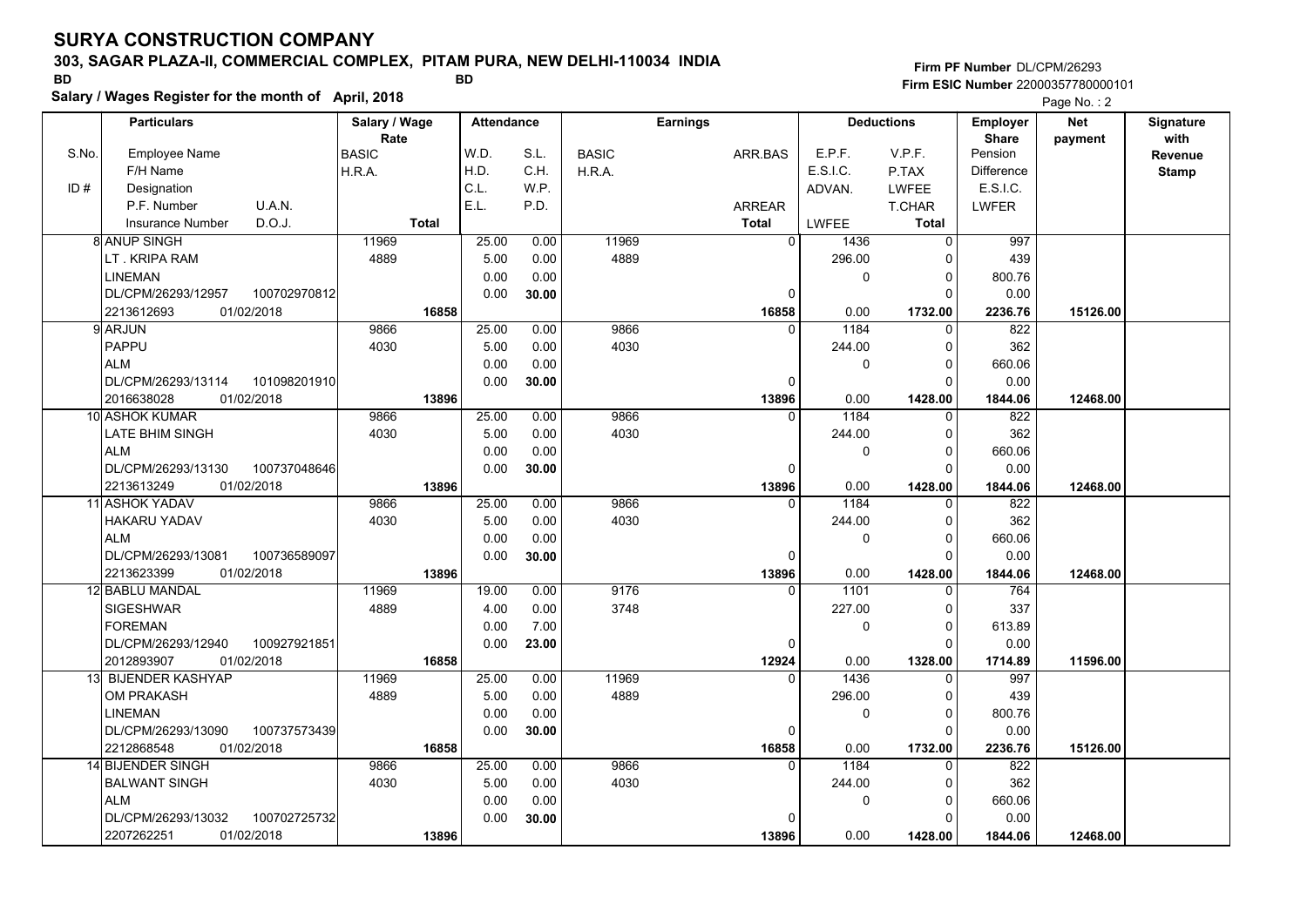# SURYA CONSTRUCTION COMPANY

**303, SAGAR PLAZA-II, COMMERCIAL COMPLEX, PITAM PURA, NEW DELHI-110034 INDIA**

BD BD

**Salary / Wages Register for the month of April, 2018**

**Firm PF Number** DL/CPM/26293
**Firm ESIC Number** 22000357780000101

| S.No. / ID # | Employee Name / F/H Name / Designation / P.F. Number, U.A.N. / Insurance Number, D.O.J. | Salary / Wage Rate: BASIC / H.R.A. / Total | Attendance: W.D. / H.D. / C.L. / E.L. | Attendance: S.L. / C.H. / W.P. / P.D. | Earnings: BASIC / H.R.A. | Earnings: ARR.BAS / ARREAR / Total | Deductions: E.P.F. / E.S.I.C. / ADVAN. / LWFEE | Deductions: V.P.F. / P.TAX / LWFEE / T.CHAR / Total | Employer Share: Pension / Difference / E.S.I.C. / LWFER | Net payment | Signature with Revenue Stamp |
|---|---|---|---|---|---|---|---|---|---|---|---|
| 8 | ANUP SINGH<br>LT . KRIPA RAM<br>LINEMAN<br>DL/CPM/26293/12957 100702970812<br>2213612693 01/02/2018 | 11969<br>4889<br><br><br>16858 | 25.00<br>5.00<br>0.00<br>0.00 | 0.00<br>0.00<br>0.00<br>30.00 | 11969<br>4889 | 0<br><br><br>0<br>16858 | 1436<br>296.00<br>0<br><br>0.00 | 0<br>0<br>0<br>0<br>1732.00 | 997<br>439<br>800.76<br>0.00<br>2236.76 | 15126.00 | |
| 9 | ARJUN<br>PAPPU<br>ALM<br>DL/CPM/26293/13114 101098201910<br>2016638028 01/02/2018 | 9866<br>4030<br><br><br>13896 | 25.00<br>5.00<br>0.00<br>0.00 | 0.00<br>0.00<br>0.00<br>30.00 | 9866<br>4030 | 0<br><br><br>0<br>13896 | 1184<br>244.00<br>0<br><br>0.00 | 0<br>0<br>0<br>0<br>1428.00 | 822<br>362<br>660.06<br>0.00<br>1844.06 | 12468.00 | |
| 10 | ASHOK KUMAR<br>LATE BHIM SINGH<br>ALM<br>DL/CPM/26293/13130 100737048646<br>2213613249 01/02/2018 | 9866<br>4030<br><br><br>13896 | 25.00<br>5.00<br>0.00<br>0.00 | 0.00<br>0.00<br>0.00<br>30.00 | 9866<br>4030 | 0<br><br><br>0<br>13896 | 1184<br>244.00<br>0<br><br>0.00 | 0<br>0<br>0<br>0<br>1428.00 | 822<br>362<br>660.06<br>0.00<br>1844.06 | 12468.00 | |
| 11 | ASHOK YADAV<br>HAKARU YADAV<br>ALM<br>DL/CPM/26293/13081 100736589097<br>2213623399 01/02/2018 | 9866<br>4030<br><br><br>13896 | 25.00<br>5.00<br>0.00<br>0.00 | 0.00<br>0.00<br>0.00<br>30.00 | 9866<br>4030 | 0<br><br><br>0<br>13896 | 1184<br>244.00<br>0<br><br>0.00 | 0<br>0<br>0<br>0<br>1428.00 | 822<br>362<br>660.06<br>0.00<br>1844.06 | 12468.00 | |
| 12 | BABLU MANDAL<br>SIGESHWAR<br>FOREMAN<br>DL/CPM/26293/12940 100927921851<br>2012893907 01/02/2018 | 11969<br>4889<br><br><br>16858 | 19.00<br>4.00<br>0.00<br>0.00 | 0.00<br>0.00<br>7.00<br>23.00 | 9176<br>3748 | 0<br><br><br>0<br>12924 | 1101<br>227.00<br>0<br><br>0.00 | 0<br>0<br>0<br>0<br>1328.00 | 764<br>337<br>613.89<br>0.00<br>1714.89 | 11596.00 | |
| 13 | BIJENDER KASHYAP<br>OM PRAKASH<br>LINEMAN<br>DL/CPM/26293/13090 100737573439<br>2212868548 01/02/2018 | 11969<br>4889<br><br><br>16858 | 25.00<br>5.00<br>0.00<br>0.00 | 0.00<br>0.00<br>0.00<br>30.00 | 11969<br>4889 | 0<br><br><br>0<br>16858 | 1436<br>296.00<br>0<br><br>0.00 | 0<br>0<br>0<br>0<br>1732.00 | 997<br>439<br>800.76<br>0.00<br>2236.76 | 15126.00 | |
| 14 | BIJENDER SINGH<br>BALWANT SINGH<br>ALM<br>DL/CPM/26293/13032 100702725732<br>2207262251 01/02/2018 | 9866<br>4030<br><br><br>13896 | 25.00<br>5.00<br>0.00<br>0.00 | 0.00<br>0.00<br>0.00<br>30.00 | 9866<br>4030 | 0<br><br><br>0<br>13896 | 1184<br>244.00<br>0<br><br>0.00 | 0<br>0<br>0<br>0<br>1428.00 | 822<br>362<br>660.06<br>0.00<br>1844.06 | 12468.00 | |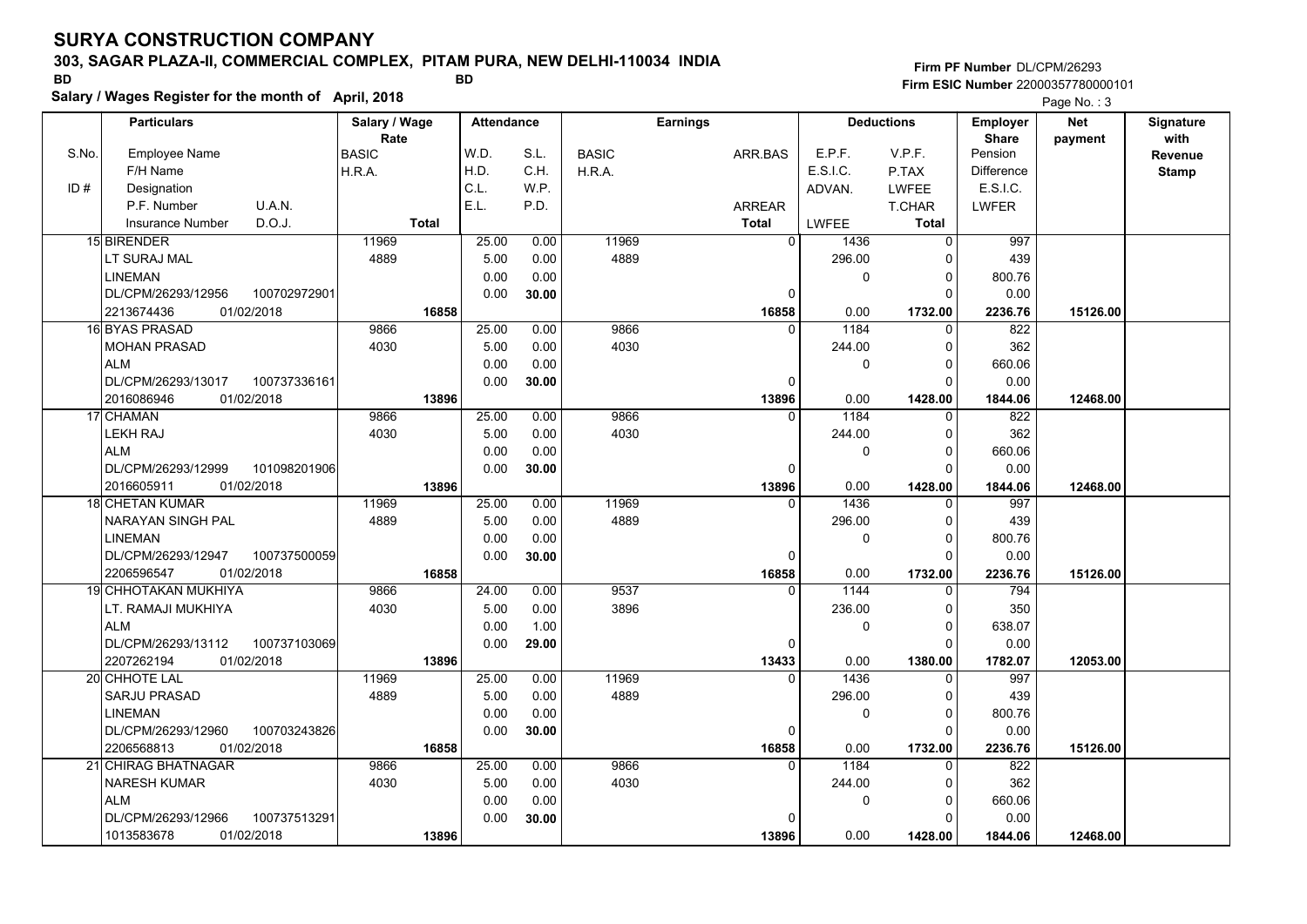# SURYA CONSTRUCTION COMPANY

**303, SAGAR PLAZA-II, COMMERCIAL COMPLEX, PITAM PURA, NEW DELHI-110034 INDIA**

BD BD

**Salary / Wages Register for the month of April, 2018**

Firm PF Number DL/CPM/26293
Firm ESIC Number 22000357780000101

| S.No. / ID # | Employee Name / F/H Name / Designation / P.F. Number / U.A.N. / Insurance Number / D.O.J. | Salary / Wage Rate: BASIC / H.R.A. / Total | Attendance: W.D. / H.D. / C.L. / E.L. | S.L. / C.H. / W.P. / P.D. | Earnings: BASIC / H.R.A. | ARR.BAS / ARREAR / Total | Deductions: E.P.F. / E.S.I.C. / ADVAN. / LWFEE | V.P.F. / P.TAX / LWFEE / T.CHAR / Total | Employer Share: Pension / Difference / E.S.I.C. / LWFER | Net payment | Signature with Revenue Stamp |
|---|---|---|---|---|---|---|---|---|---|---|---|
| 15 | BIRENDER / LT SURAJ MAL / LINEMAN / DL/CPM/26293/12956 / 100702972901 / 2213674436 / 01/02/2018 | 11969 / 4889 / 16858 | 25.00 / 5.00 / 0.00 / 0.00 | 0.00 / 0.00 / 0.00 / 30.00 | 11969 / 4889 | 0 / 0 / 16858 | 1436 / 296.00 / 0 / 0.00 | 0 / 0 / 0 / 0 / 1732.00 | 997 / 439 / 800.76 / 0.00 / 2236.76 | 15126.00 | |
| 16 | BYAS PRASAD / MOHAN PRASAD / ALM / DL/CPM/26293/13017 / 100737336161 / 2016086946 / 01/02/2018 | 9866 / 4030 / 13896 | 25.00 / 5.00 / 0.00 / 0.00 | 0.00 / 0.00 / 0.00 / 30.00 | 9866 / 4030 | 0 / 0 / 13896 | 1184 / 244.00 / 0 / 0.00 | 0 / 0 / 0 / 0 / 1428.00 | 822 / 362 / 660.06 / 0.00 / 1844.06 | 12468.00 | |
| 17 | CHAMAN / LEKH RAJ / ALM / DL/CPM/26293/12999 / 101098201906 / 2016605911 / 01/02/2018 | 9866 / 4030 / 13896 | 25.00 / 5.00 / 0.00 / 0.00 | 0.00 / 0.00 / 0.00 / 30.00 | 9866 / 4030 | 0 / 0 / 13896 | 1184 / 244.00 / 0 / 0.00 | 0 / 0 / 0 / 0 / 1428.00 | 822 / 362 / 660.06 / 0.00 / 1844.06 | 12468.00 | |
| 18 | CHETAN KUMAR / NARAYAN SINGH PAL / LINEMAN / DL/CPM/26293/12947 / 100737500059 / 2206596547 / 01/02/2018 | 11969 / 4889 / 16858 | 25.00 / 5.00 / 0.00 / 0.00 | 0.00 / 0.00 / 0.00 / 30.00 | 11969 / 4889 | 0 / 0 / 16858 | 1436 / 296.00 / 0 / 0.00 | 0 / 0 / 0 / 0 / 1732.00 | 997 / 439 / 800.76 / 0.00 / 2236.76 | 15126.00 | |
| 19 | CHHOTAKAN MUKHIYA / LT. RAMAJI MUKHIYA / ALM / DL/CPM/26293/13112 / 100737103069 / 2207262194 / 01/02/2018 | 9866 / 4030 / 13896 | 24.00 / 5.00 / 0.00 / 0.00 | 0.00 / 0.00 / 1.00 / 29.00 | 9537 / 3896 | 0 / 0 / 13433 | 1144 / 236.00 / 0 / 0.00 | 0 / 0 / 0 / 0 / 1380.00 | 794 / 350 / 638.07 / 0.00 / 1782.07 | 12053.00 | |
| 20 | CHHOTE LAL / SARJU PRASAD / LINEMAN / DL/CPM/26293/12960 / 100703243826 / 2206568813 / 01/02/2018 | 11969 / 4889 / 16858 | 25.00 / 5.00 / 0.00 / 0.00 | 0.00 / 0.00 / 0.00 / 30.00 | 11969 / 4889 | 0 / 0 / 16858 | 1436 / 296.00 / 0 / 0.00 | 0 / 0 / 0 / 0 / 1732.00 | 997 / 439 / 800.76 / 0.00 / 2236.76 | 15126.00 | |
| 21 | CHIRAG BHATNAGAR / NARESH KUMAR / ALM / DL/CPM/26293/12966 / 100737513291 / 1013583678 / 01/02/2018 | 9866 / 4030 / 13896 | 25.00 / 5.00 / 0.00 / 0.00 | 0.00 / 0.00 / 0.00 / 30.00 | 9866 / 4030 | 0 / 0 / 13896 | 1184 / 244.00 / 0 / 0.00 | 0 / 0 / 0 / 0 / 1428.00 | 822 / 362 / 660.06 / 0.00 / 1844.06 | 12468.00 | |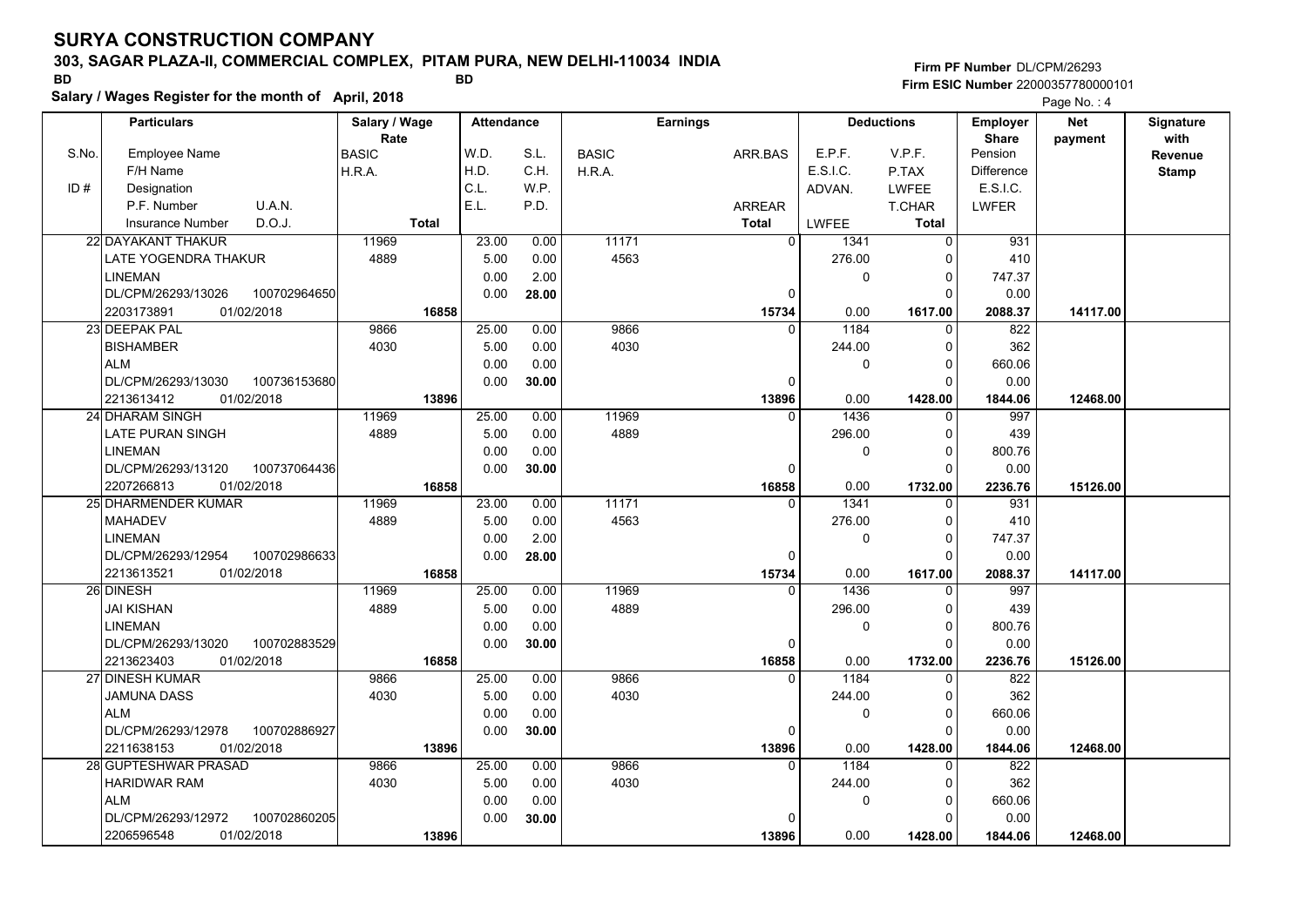# SURYA CONSTRUCTION COMPANY

## 303, SAGAR PLAZA-II, COMMERCIAL COMPLEX, PITAM PURA, NEW DELHI-110034 INDIA

BD BD

**Firm PF Number** DL/CPM/26293

**Firm ESIC Number** 22000357780000101

**Salary / Wages Register for the month of April, 2018**

| S.No. | Particulars | Salary / Wage Rate | Attendance | | Earnings | | Deductions | | Employer Share | Net payment | Signature with Revenue Stamp |
|---|---|---|---|---|---|---|---|---|---|---|---|
| | Employee Name / F/H Name / ID # Designation / P.F. Number, U.A.N. / Insurance Number, D.O.J. | BASIC / H.R.A. / Total | W.D. / H.D. / C.L. / E.L. | S.L. / C.H. / W.P. / P.D. | BASIC / H.R.A. | ARR.BAS / ARREAR / Total | E.P.F. / E.S.I.C. / ADVAN. / LWFEE | V.P.F. / P.TAX / LWFEE / T.CHAR / Total | Pension / Difference / E.S.I.C. / LWFER | | |
| 22 | DAYAKANT THAKUR / LATE YOGENDRA THAKUR / LINEMAN / DL/CPM/26293/13026, 100702964650 / 2203173891, 01/02/2018 | 11969 / 4889 / 16858 | 23.00 / 5.00 / 0.00 / 0.00 | 0.00 / 0.00 / 2.00 / 28.00 | 11171 / 4563 | 0 / 0 / 15734 | 1341 / 276.00 / 0 / 0.00 | 0 / 0 / 0 / 0 / 1617.00 | 931 / 410 / 747.37 / 0.00 / 2088.37 | 14117.00 | |
| 23 | DEEPAK PAL / BISHAMBER / ALM / DL/CPM/26293/13030, 100736153680 / 2213613412, 01/02/2018 | 9866 / 4030 / 13896 | 25.00 / 5.00 / 0.00 / 0.00 | 0.00 / 0.00 / 0.00 / 30.00 | 9866 / 4030 | 0 / 0 / 13896 | 1184 / 244.00 / 0 / 0.00 | 0 / 0 / 0 / 0 / 1428.00 | 822 / 362 / 660.06 / 0.00 / 1844.06 | 12468.00 | |
| 24 | DHARAM SINGH / LATE PURAN SINGH / LINEMAN / DL/CPM/26293/13120, 100737064436 / 2207266813, 01/02/2018 | 11969 / 4889 / 16858 | 25.00 / 5.00 / 0.00 / 0.00 | 0.00 / 0.00 / 0.00 / 30.00 | 11969 / 4889 | 0 / 0 / 16858 | 1436 / 296.00 / 0 / 0.00 | 0 / 0 / 0 / 0 / 1732.00 | 997 / 439 / 800.76 / 0.00 / 2236.76 | 15126.00 | |
| 25 | DHARMENDER KUMAR / MAHADEV / LINEMAN / DL/CPM/26293/12954, 100702986633 / 2213613521, 01/02/2018 | 11969 / 4889 / 16858 | 23.00 / 5.00 / 0.00 / 0.00 | 0.00 / 0.00 / 2.00 / 28.00 | 11171 / 4563 | 0 / 0 / 15734 | 1341 / 276.00 / 0 / 0.00 | 0 / 0 / 0 / 0 / 1617.00 | 931 / 410 / 747.37 / 0.00 / 2088.37 | 14117.00 | |
| 26 | DINESH / JAI KISHAN / LINEMAN / DL/CPM/26293/13020, 100702883529 / 2213623403, 01/02/2018 | 11969 / 4889 / 16858 | 25.00 / 5.00 / 0.00 / 0.00 | 0.00 / 0.00 / 0.00 / 30.00 | 11969 / 4889 | 0 / 0 / 16858 | 1436 / 296.00 / 0 / 0.00 | 0 / 0 / 0 / 0 / 1732.00 | 997 / 439 / 800.76 / 0.00 / 2236.76 | 15126.00 | |
| 27 | DINESH KUMAR / JAMUNA DASS / ALM / DL/CPM/26293/12978, 100702886927 / 2211638153, 01/02/2018 | 9866 / 4030 / 13896 | 25.00 / 5.00 / 0.00 / 0.00 | 0.00 / 0.00 / 0.00 / 30.00 | 9866 / 4030 | 0 / 0 / 13896 | 1184 / 244.00 / 0 / 0.00 | 0 / 0 / 0 / 0 / 1428.00 | 822 / 362 / 660.06 / 0.00 / 1844.06 | 12468.00 | |
| 28 | GUPTESHWAR PRASAD / HARIDWAR RAM / ALM / DL/CPM/26293/12972, 100702860205 / 2206596548, 01/02/2018 | 9866 / 4030 / 13896 | 25.00 / 5.00 / 0.00 / 0.00 | 0.00 / 0.00 / 0.00 / 30.00 | 9866 / 4030 | 0 / 0 / 13896 | 1184 / 244.00 / 0 / 0.00 | 0 / 0 / 0 / 0 / 1428.00 | 822 / 362 / 660.06 / 0.00 / 1844.06 | 12468.00 | |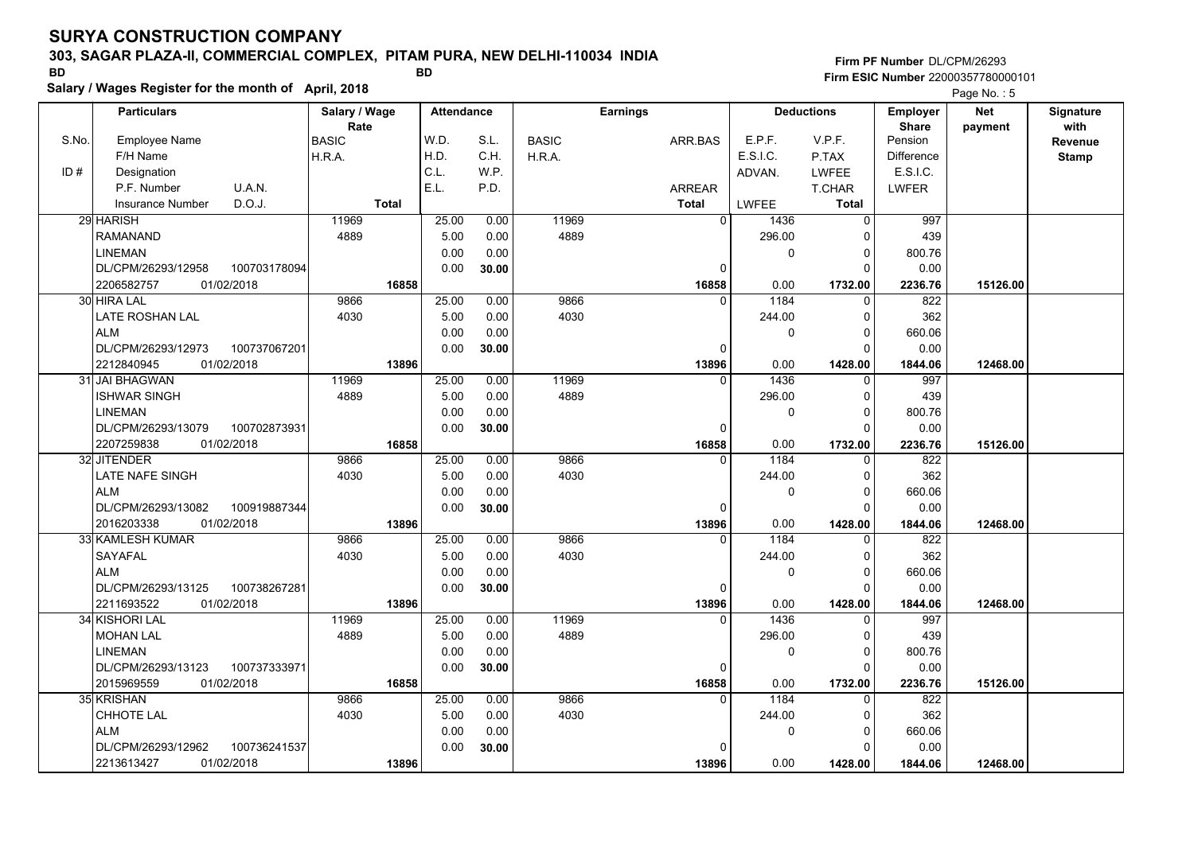# SURYA CONSTRUCTION COMPANY

**303, SAGAR PLAZA-II, COMMERCIAL COMPLEX, PITAM PURA, NEW DELHI-110034 INDIA**

BD BD

**Salary / Wages Register for the month of April, 2018**

**Firm PF Number** DL/CPM/26293
**Firm ESIC Number** 22000357780000101

| S.No. | Employee Name / F/H Name / Designation / P.F. Number / U.A.N. / Insurance Number / D.O.J. | Salary / Wage Rate: BASIC / H.R.A. / Total | Attendance: W.D. / H.D. / C.L. / E.L. | S.L. / C.H. / W.P. / P.D. | Earnings: BASIC / H.R.A. | ARR.BAS / ARREAR / Total | Deductions: E.P.F. / E.S.I.C. / ADVAN. / LWFEE | V.P.F. / P.TAX / LWFEE / T.CHAR / Total | Employer Share: Pension / Difference / E.S.I.C. / LWFER | Net payment | Signature with Revenue Stamp |
|---|---|---|---|---|---|---|---|---|---|---|---|
| 29 | HARISH / RAMANAND / LINEMAN / DL/CPM/26293/12958 / 100703178094 / 2206582757 / 01/02/2018 | 11969 / 4889 / 16858 | 25.00 / 5.00 / 0.00 / 0.00 | 0.00 / 0.00 / 0.00 / 30.00 | 11969 / 4889 | 0 / 0 / 16858 | 1436 / 296.00 / 0 / 0.00 | 0 / 0 / 0 / 0 / 1732.00 | 997 / 439 / 800.76 / 0.00 / 2236.76 | 15126.00 | |
| 30 | HIRA LAL / LATE ROSHAN LAL / ALM / DL/CPM/26293/12973 / 100737067201 / 2212840945 / 01/02/2018 | 9866 / 4030 / 13896 | 25.00 / 5.00 / 0.00 / 0.00 | 0.00 / 0.00 / 0.00 / 30.00 | 9866 / 4030 | 0 / 0 / 13896 | 1184 / 244.00 / 0 / 0.00 | 0 / 0 / 0 / 0 / 1428.00 | 822 / 362 / 660.06 / 0.00 / 1844.06 | 12468.00 | |
| 31 | JAI BHAGWAN / ISHWAR SINGH / LINEMAN / DL/CPM/26293/13079 / 100702873931 / 2207259838 / 01/02/2018 | 11969 / 4889 / 16858 | 25.00 / 5.00 / 0.00 / 0.00 | 0.00 / 0.00 / 0.00 / 30.00 | 11969 / 4889 | 0 / 0 / 16858 | 1436 / 296.00 / 0 / 0.00 | 0 / 0 / 0 / 0 / 1732.00 | 997 / 439 / 800.76 / 0.00 / 2236.76 | 15126.00 | |
| 32 | JITENDER / LATE NAFE SINGH / ALM / DL/CPM/26293/13082 / 100919887344 / 2016203338 / 01/02/2018 | 9866 / 4030 / 13896 | 25.00 / 5.00 / 0.00 / 0.00 | 0.00 / 0.00 / 0.00 / 30.00 | 9866 / 4030 | 0 / 0 / 13896 | 1184 / 244.00 / 0 / 0.00 | 0 / 0 / 0 / 0 / 1428.00 | 822 / 362 / 660.06 / 0.00 / 1844.06 | 12468.00 | |
| 33 | KAMLESH KUMAR / SAYAFAL / ALM / DL/CPM/26293/13125 / 100738267281 / 2211693522 / 01/02/2018 | 9866 / 4030 / 13896 | 25.00 / 5.00 / 0.00 / 0.00 | 0.00 / 0.00 / 0.00 / 30.00 | 9866 / 4030 | 0 / 0 / 13896 | 1184 / 244.00 / 0 / 0.00 | 0 / 0 / 0 / 0 / 1428.00 | 822 / 362 / 660.06 / 0.00 / 1844.06 | 12468.00 | |
| 34 | KISHORI LAL / MOHAN LAL / LINEMAN / DL/CPM/26293/13123 / 100737333971 / 2015969559 / 01/02/2018 | 11969 / 4889 / 16858 | 25.00 / 5.00 / 0.00 / 0.00 | 0.00 / 0.00 / 0.00 / 30.00 | 11969 / 4889 | 0 / 0 / 16858 | 1436 / 296.00 / 0 / 0.00 | 0 / 0 / 0 / 0 / 1732.00 | 997 / 439 / 800.76 / 0.00 / 2236.76 | 15126.00 | |
| 35 | KRISHAN / CHHOTE LAL / ALM / DL/CPM/26293/12962 / 100736241537 / 2213613427 / 01/02/2018 | 9866 / 4030 / 13896 | 25.00 / 5.00 / 0.00 / 0.00 | 0.00 / 0.00 / 0.00 / 30.00 | 9866 / 4030 | 0 / 0 / 13896 | 1184 / 244.00 / 0 / 0.00 | 0 / 0 / 0 / 0 / 1428.00 | 822 / 362 / 660.06 / 0.00 / 1844.06 | 12468.00 | |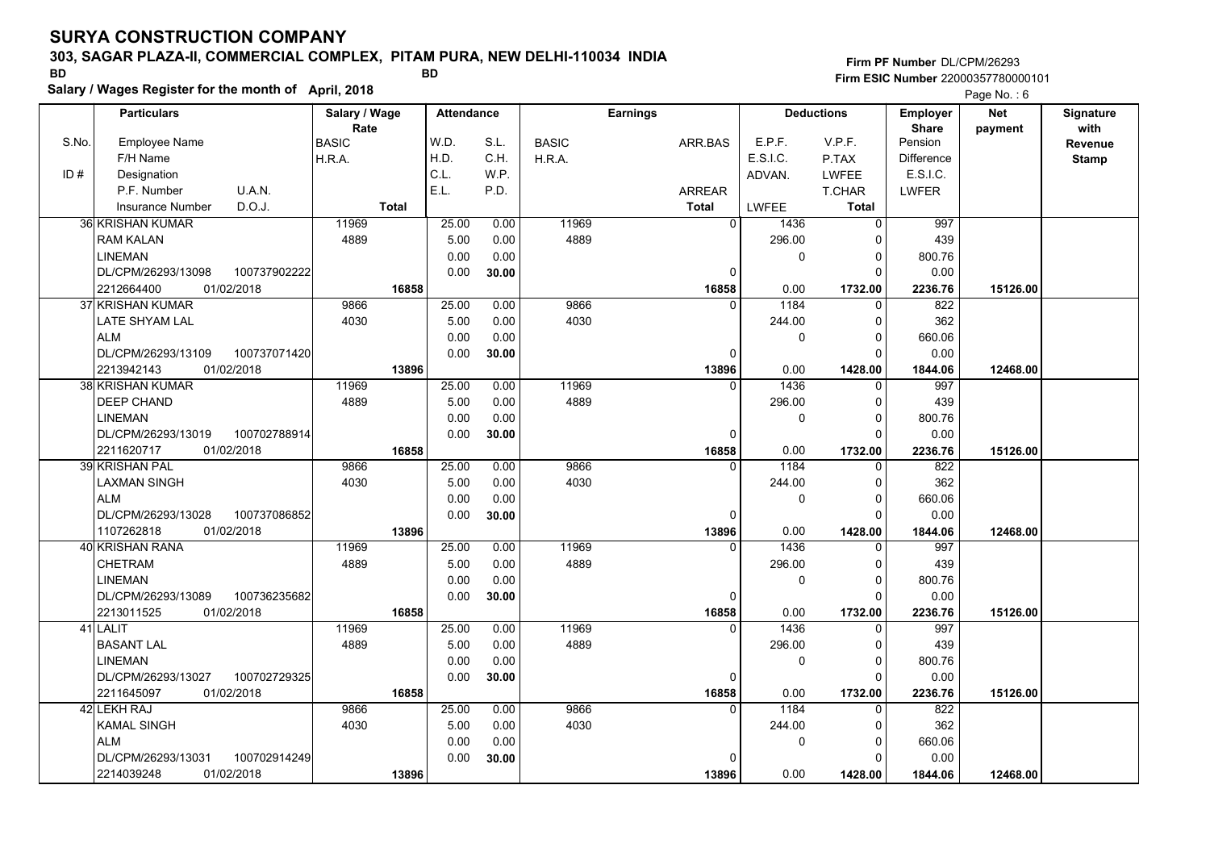# SURYA CONSTRUCTION COMPANY

## 303, SAGAR PLAZA-II, COMMERCIAL COMPLEX, PITAM PURA, NEW DELHI-110034 INDIA

BD BD

**Salary / Wages Register for the month of April, 2018**

Firm PF Number DL/CPM/26293
Firm ESIC Number 22000357780000101

| S.No. / ID # | Employee Name / F/H Name / Designation / P.F. Number / U.A.N. / Insurance Number / D.O.J. | Salary / Wage Rate: BASIC / H.R.A. / Total | Attendance: W.D. / H.D. / C.L. / E.L. | Attendance: S.L. / C.H. / W.P. / P.D. | Earnings: BASIC / H.R.A. | Earnings: ARR.BAS / ARREAR / Total | Deductions: E.P.F. / E.S.I.C. / ADVAN. / LWFEE | Deductions: V.P.F. / P.TAX / LWFEE / T.CHAR / Total | Employer Share: Pension / Difference / E.S.I.C. / LWFER | Net payment | Signature with Revenue Stamp |
|---|---|---|---|---|---|---|---|---|---|---|---|
| 36 | KRISHAN KUMAR / RAM KALAN / LINEMAN / DL/CPM/26293/13098 / 100737902222 / 2212664400 / 01/02/2018 | 11969 / 4889 / 16858 | 25.00 / 5.00 / 0.00 / 0.00 | 0.00 / 0.00 / 0.00 / 30.00 | 11969 / 4889 | 0 / 0 / 16858 | 1436 / 296.00 / 0 / 0.00 | 0 / 0 / 0 / 0 / 1732.00 | 997 / 439 / 800.76 / 0.00 / 2236.76 | 15126.00 | |
| 37 | KRISHAN KUMAR / LATE SHYAM LAL / ALM / DL/CPM/26293/13109 / 100737071420 / 2213942143 / 01/02/2018 | 9866 / 4030 / 13896 | 25.00 / 5.00 / 0.00 / 0.00 | 0.00 / 0.00 / 0.00 / 30.00 | 9866 / 4030 | 0 / 0 / 13896 | 1184 / 244.00 / 0 / 0.00 | 0 / 0 / 0 / 0 / 1428.00 | 822 / 362 / 660.06 / 0.00 / 1844.06 | 12468.00 | |
| 38 | KRISHAN KUMAR / DEEP CHAND / LINEMAN / DL/CPM/26293/13019 / 100702788914 / 2211620717 / 01/02/2018 | 11969 / 4889 / 16858 | 25.00 / 5.00 / 0.00 / 0.00 | 0.00 / 0.00 / 0.00 / 30.00 | 11969 / 4889 | 0 / 0 / 16858 | 1436 / 296.00 / 0 / 0.00 | 0 / 0 / 0 / 0 / 1732.00 | 997 / 439 / 800.76 / 0.00 / 2236.76 | 15126.00 | |
| 39 | KRISHAN PAL / LAXMAN SINGH / ALM / DL/CPM/26293/13028 / 100737086852 / 1107262818 / 01/02/2018 | 9866 / 4030 / 13896 | 25.00 / 5.00 / 0.00 / 0.00 | 0.00 / 0.00 / 0.00 / 30.00 | 9866 / 4030 | 0 / 0 / 13896 | 1184 / 244.00 / 0 / 0.00 | 0 / 0 / 0 / 0 / 1428.00 | 822 / 362 / 660.06 / 0.00 / 1844.06 | 12468.00 | |
| 40 | KRISHAN RANA / CHETRAM / LINEMAN / DL/CPM/26293/13089 / 100736235682 / 2213011525 / 01/02/2018 | 11969 / 4889 / 16858 | 25.00 / 5.00 / 0.00 / 0.00 | 0.00 / 0.00 / 0.00 / 30.00 | 11969 / 4889 | 0 / 0 / 16858 | 1436 / 296.00 / 0 / 0.00 | 0 / 0 / 0 / 0 / 1732.00 | 997 / 439 / 800.76 / 0.00 / 2236.76 | 15126.00 | |
| 41 | LALIT / BASANT LAL / LINEMAN / DL/CPM/26293/13027 / 100702729325 / 2211645097 / 01/02/2018 | 11969 / 4889 / 16858 | 25.00 / 5.00 / 0.00 / 0.00 | 0.00 / 0.00 / 0.00 / 30.00 | 11969 / 4889 | 0 / 0 / 16858 | 1436 / 296.00 / 0 / 0.00 | 0 / 0 / 0 / 0 / 1732.00 | 997 / 439 / 800.76 / 0.00 / 2236.76 | 15126.00 | |
| 42 | LEKH RAJ / KAMAL SINGH / ALM / DL/CPM/26293/13031 / 100702914249 / 2214039248 / 01/02/2018 | 9866 / 4030 / 13896 | 25.00 / 5.00 / 0.00 / 0.00 | 0.00 / 0.00 / 0.00 / 30.00 | 9866 / 4030 | 0 / 0 / 13896 | 1184 / 244.00 / 0 / 0.00 | 0 / 0 / 0 / 0 / 1428.00 | 822 / 362 / 660.06 / 0.00 / 1844.06 | 12468.00 | |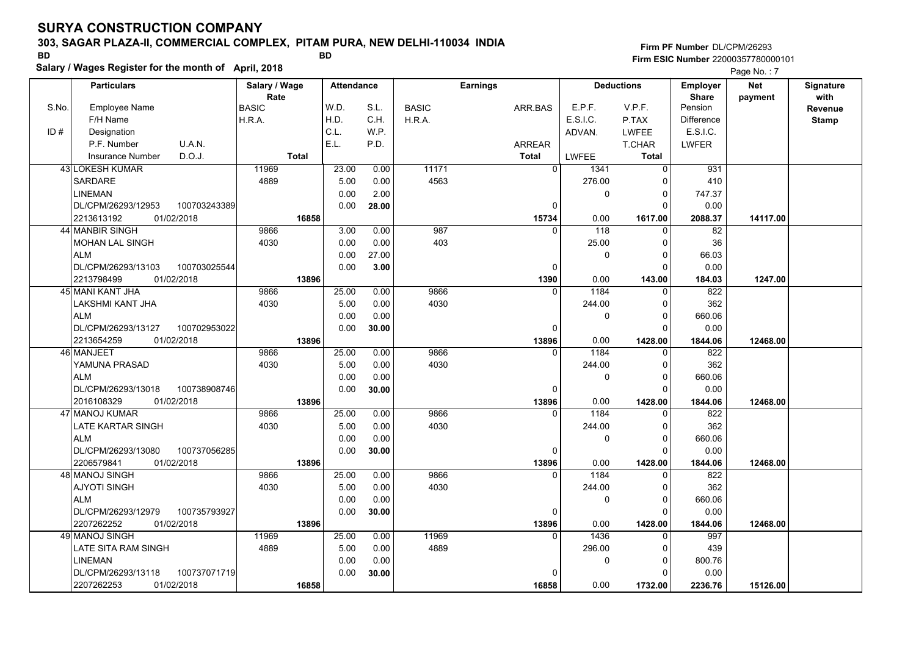# SURYA CONSTRUCTION COMPANY

**303, SAGAR PLAZA-II, COMMERCIAL COMPLEX, PITAM PURA, NEW DELHI-110034 INDIA**

BD BD

**Salary / Wages Register for the month of April, 2018**

**Firm PF Number** DL/CPM/26293
**Firm ESIC Number** 22000357780000101

| S.No. / ID # | Employee Name / F/H Name / Designation / P.F. Number, U.A.N. / Insurance Number, D.O.J. | Salary / Wage Rate: BASIC / H.R.A. / Total | Attendance: W.D. / H.D. / C.L. / E.L. | Attendance: S.L. / C.H. / W.P. / P.D. | Earnings: BASIC / H.R.A. | Earnings: ARR.BAS / ARREAR / Total | Deductions: E.P.F. / E.S.I.C. / ADVAN. / LWFEE | Deductions: V.P.F. / P.TAX / LWFEE / T.CHAR / Total | Employer Share: Pension / Difference / E.S.I.C. / LWFER | Net payment | Signature with Revenue Stamp |
|---|---|---|---|---|---|---|---|---|---|---|---|
| 43 | LOKESH KUMAR / SARDARE / LINEMAN / DL/CPM/26293/12953, 100703243389 / 2213613192, 01/02/2018 | 11969 / 4889 / 16858 | 23.00 / 5.00 / 0.00 / 0.00 | 0.00 / 0.00 / 2.00 / 28.00 | 11171 / 4563 | 0 / 0 / 15734 | 1341 / 276.00 / 0 / 0.00 | 0 / 0 / 0 / 0 / 1617.00 | 931 / 410 / 747.37 / 0.00 / 2088.37 | 14117.00 | |
| 44 | MANBIR SINGH / MOHAN LAL SINGH / ALM / DL/CPM/26293/13103, 100703025544 / 2213798499, 01/02/2018 | 9866 / 4030 / 13896 | 3.00 / 0.00 / 0.00 / 0.00 | 0.00 / 0.00 / 27.00 / 3.00 | 987 / 403 | 0 / 0 / 1390 | 118 / 25.00 / 0 / 0.00 | 0 / 0 / 0 / 0 / 143.00 | 82 / 36 / 66.03 / 0.00 / 184.03 | 1247.00 | |
| 45 | MANI KANT JHA / LAKSHMI KANT JHA / ALM / DL/CPM/26293/13127, 100702953022 / 2213654259, 01/02/2018 | 9866 / 4030 / 13896 | 25.00 / 5.00 / 0.00 / 0.00 | 0.00 / 0.00 / 0.00 / 30.00 | 9866 / 4030 | 0 / 0 / 13896 | 1184 / 244.00 / 0 / 0.00 | 0 / 0 / 0 / 0 / 1428.00 | 822 / 362 / 660.06 / 0.00 / 1844.06 | 12468.00 | |
| 46 | MANJEET / YAMUNA PRASAD / ALM / DL/CPM/26293/13018, 100738908746 / 2016108329, 01/02/2018 | 9866 / 4030 / 13896 | 25.00 / 5.00 / 0.00 / 0.00 | 0.00 / 0.00 / 0.00 / 30.00 | 9866 / 4030 | 0 / 0 / 13896 | 1184 / 244.00 / 0 / 0.00 | 0 / 0 / 0 / 0 / 1428.00 | 822 / 362 / 660.06 / 0.00 / 1844.06 | 12468.00 | |
| 47 | MANOJ KUMAR / LATE KARTAR SINGH / ALM / DL/CPM/26293/13080, 100737056285 / 2206579841, 01/02/2018 | 9866 / 4030 / 13896 | 25.00 / 5.00 / 0.00 / 0.00 | 0.00 / 0.00 / 0.00 / 30.00 | 9866 / 4030 | 0 / 0 / 13896 | 1184 / 244.00 / 0 / 0.00 | 0 / 0 / 0 / 0 / 1428.00 | 822 / 362 / 660.06 / 0.00 / 1844.06 | 12468.00 | |
| 48 | MANOJ SINGH / AJYOTI SINGH / ALM / DL/CPM/26293/12979, 100735793927 / 2207262252, 01/02/2018 | 9866 / 4030 / 13896 | 25.00 / 5.00 / 0.00 / 0.00 | 0.00 / 0.00 / 0.00 / 30.00 | 9866 / 4030 | 0 / 0 / 13896 | 1184 / 244.00 / 0 / 0.00 | 0 / 0 / 0 / 0 / 1428.00 | 822 / 362 / 660.06 / 0.00 / 1844.06 | 12468.00 | |
| 49 | MANOJ SINGH / LATE SITA RAM SINGH / LINEMAN / DL/CPM/26293/13118, 100737071719 / 2207262253, 01/02/2018 | 11969 / 4889 / 16858 | 25.00 / 5.00 / 0.00 / 0.00 | 0.00 / 0.00 / 0.00 / 30.00 | 11969 / 4889 | 0 / 0 / 16858 | 1436 / 296.00 / 0 / 0.00 | 0 / 0 / 0 / 0 / 1732.00 | 997 / 439 / 800.76 / 0.00 / 2236.76 | 15126.00 | |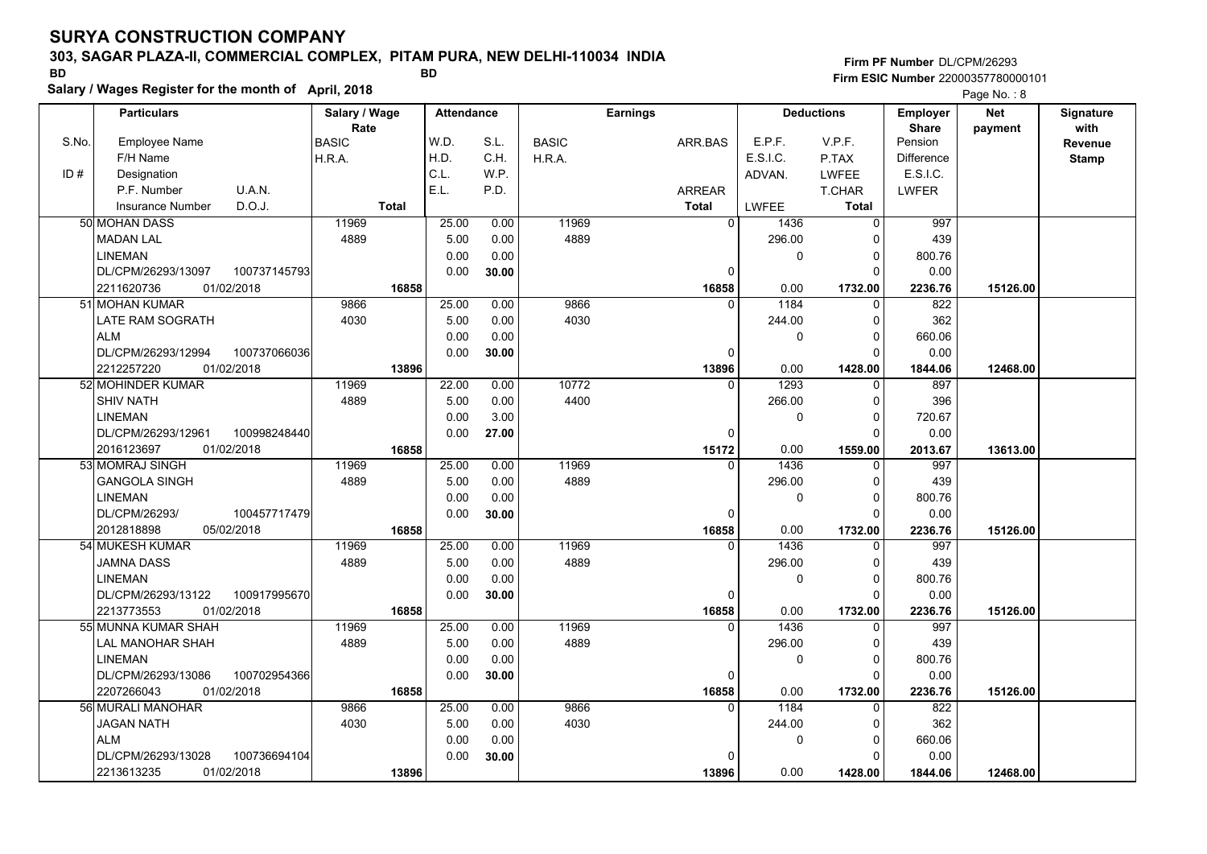# SURYA CONSTRUCTION COMPANY

## 303, SAGAR PLAZA-II, COMMERCIAL COMPLEX, PITAM PURA, NEW DELHI-110034 INDIA

BD BD

**Salary / Wages Register for the month of April, 2018**

Firm PF Number DL/CPM/26293
Firm ESIC Number 22000357780000101

| S.No. | Employee Name / F/H Name / ID # Designation / P.F. Number U.A.N. / Insurance Number D.O.J. | Salary / Wage Rate: BASIC / H.R.A. / Total | W.D. / H.D. / C.L. / E.L. | S.L. / C.H. / W.P. / P.D. | BASIC / H.R.A. | ARR.BAS / ARREAR / Total | E.P.F. / E.S.I.C. / ADVAN. / LWFEE | V.P.F. / P.TAX / LWFEE / T.CHAR / Total | Employer Share: Pension / Difference / E.S.I.C. / LWFER | Net payment | Signature with Revenue Stamp |
|---|---|---|---|---|---|---|---|---|---|---|---|
| 50 | MOHAN DASS / MADAN LAL / LINEMAN / DL/CPM/26293/13097 100737145793 / 2211620736 01/02/2018 | 11969 / 4889 / 16858 | 25.00 / 5.00 / 0.00 / 0.00 | 0.00 / 0.00 / 0.00 / 30.00 | 11969 / 4889 | 0 / 0 / 16858 | 1436 / 296.00 / 0 / 0.00 | 0 / 0 / 0 / 0 / 1732.00 | 997 / 439 / 800.76 / 0.00 / 2236.76 | 15126.00 | |
| 51 | MOHAN KUMAR / LATE RAM SOGRATH / ALM / DL/CPM/26293/12994 100737066036 / 2212257220 01/02/2018 | 9866 / 4030 / 13896 | 25.00 / 5.00 / 0.00 / 0.00 | 0.00 / 0.00 / 0.00 / 30.00 | 9866 / 4030 | 0 / 0 / 13896 | 1184 / 244.00 / 0 / 0.00 | 0 / 0 / 0 / 0 / 1428.00 | 822 / 362 / 660.06 / 0.00 / 1844.06 | 12468.00 | |
| 52 | MOHINDER KUMAR / SHIV NATH / LINEMAN / DL/CPM/26293/12961 100998248440 / 2016123697 01/02/2018 | 11969 / 4889 / 16858 | 22.00 / 5.00 / 0.00 / 0.00 | 0.00 / 0.00 / 3.00 / 27.00 | 10772 / 4400 | 0 / 0 / 15172 | 1293 / 266.00 / 0 / 0.00 | 0 / 0 / 0 / 0 / 1559.00 | 897 / 396 / 720.67 / 0.00 / 2013.67 | 13613.00 | |
| 53 | MOMRAJ SINGH / GANGOLA SINGH / LINEMAN / DL/CPM/26293/ 100457717479 / 2012818898 05/02/2018 | 11969 / 4889 / 16858 | 25.00 / 5.00 / 0.00 / 0.00 | 0.00 / 0.00 / 0.00 / 30.00 | 11969 / 4889 | 0 / 0 / 16858 | 1436 / 296.00 / 0 / 0.00 | 0 / 0 / 0 / 0 / 1732.00 | 997 / 439 / 800.76 / 0.00 / 2236.76 | 15126.00 | |
| 54 | MUKESH KUMAR / JAMNA DASS / LINEMAN / DL/CPM/26293/13122 100917995670 / 2213773553 01/02/2018 | 11969 / 4889 / 16858 | 25.00 / 5.00 / 0.00 / 0.00 | 0.00 / 0.00 / 0.00 / 30.00 | 11969 / 4889 | 0 / 0 / 16858 | 1436 / 296.00 / 0 / 0.00 | 0 / 0 / 0 / 0 / 1732.00 | 997 / 439 / 800.76 / 0.00 / 2236.76 | 15126.00 | |
| 55 | MUNNA KUMAR SHAH / LAL MANOHAR SHAH / LINEMAN / DL/CPM/26293/13086 100702954366 / 2207266043 01/02/2018 | 11969 / 4889 / 16858 | 25.00 / 5.00 / 0.00 / 0.00 | 0.00 / 0.00 / 0.00 / 30.00 | 11969 / 4889 | 0 / 0 / 16858 | 1436 / 296.00 / 0 / 0.00 | 0 / 0 / 0 / 0 / 1732.00 | 997 / 439 / 800.76 / 0.00 / 2236.76 | 15126.00 | |
| 56 | MURALI MANOHAR / JAGAN NATH / ALM / DL/CPM/26293/13028 100736694104 / 2213613235 01/02/2018 | 9866 / 4030 / 13896 | 25.00 / 5.00 / 0.00 / 0.00 | 0.00 / 0.00 / 0.00 / 30.00 | 9866 / 4030 | 0 / 0 / 13896 | 1184 / 244.00 / 0 / 0.00 | 0 / 0 / 0 / 0 / 1428.00 | 822 / 362 / 660.06 / 0.00 / 1844.06 | 12468.00 | |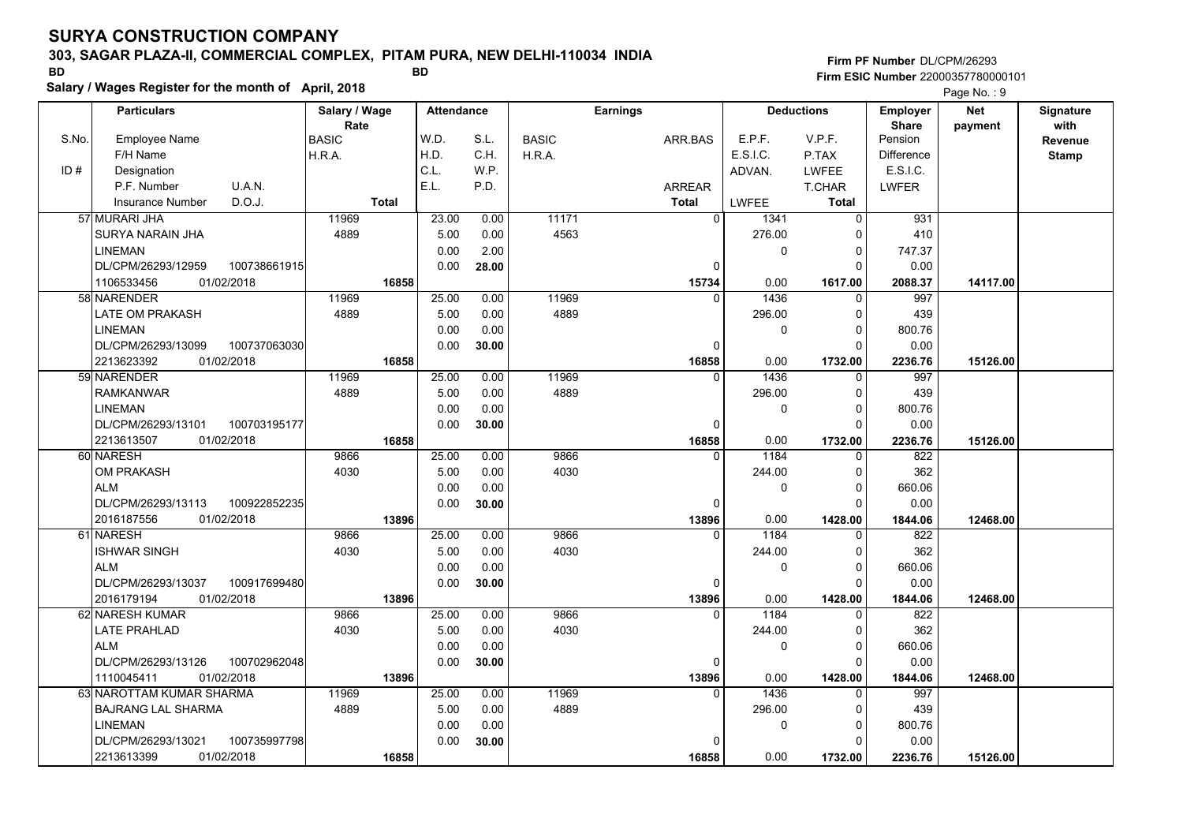# SURYA CONSTRUCTION COMPANY

**303, SAGAR PLAZA-II, COMMERCIAL COMPLEX, PITAM PURA, NEW DELHI-110034 INDIA**

BD BD

**Firm PF Number** DL/CPM/26293
**Firm ESIC Number** 22000357780000101

**Salary / Wages Register for the month of April, 2018**

Page No. : 9

| S.No. | Employee Name / F/H Name / Designation / P.F. Number / U.A.N. / Insurance Number / D.O.J. | Salary / Wage Rate: BASIC / H.R.A. / Total | W.D. / H.D. / C.L. / E.L. | S.L. / C.H. / W.P. / P.D. | BASIC / H.R.A. | ARR.BAS / ARREAR / Total | E.P.F. / E.S.I.C. / ADVAN. / LWFEE | V.P.F. / P.TAX / LWFEE / T.CHAR / Total | Employer Share: Pension / Difference / E.S.I.C. / LWFER | Net payment | Signature with Revenue Stamp |
|---|---|---|---|---|---|---|---|---|---|---|---|
| 57 | MURARI JHA<br>SURYA NARAIN JHA<br>LINEMAN<br>DL/CPM/26293/12959 100738661915<br>1106533456 01/02/2018 | 11969<br>4889<br>16858 | 23.00<br>5.00<br>0.00<br>0.00 | 0.00<br>0.00<br>2.00<br>28.00 | 11171<br>4563 | 0<br>0<br>15734 | 1341<br>276.00<br>0<br>0.00 | 0<br>0<br>0<br>0<br>1617.00 | 931<br>410<br>747.37<br>0.00<br>2088.37 | 14117.00 | |
| 58 | NARENDER<br>LATE OM PRAKASH<br>LINEMAN<br>DL/CPM/26293/13099 100737063030<br>2213623392 01/02/2018 | 11969<br>4889<br>16858 | 25.00<br>5.00<br>0.00<br>0.00 | 0.00<br>0.00<br>0.00<br>30.00 | 11969<br>4889 | 0<br>0<br>16858 | 1436<br>296.00<br>0<br>0.00 | 0<br>0<br>0<br>0<br>1732.00 | 997<br>439<br>800.76<br>0.00<br>2236.76 | 15126.00 | |
| 59 | NARENDER<br>RAMKANWAR<br>LINEMAN<br>DL/CPM/26293/13101 100703195177<br>2213613507 01/02/2018 | 11969<br>4889<br>16858 | 25.00<br>5.00<br>0.00<br>0.00 | 0.00<br>0.00<br>0.00<br>30.00 | 11969<br>4889 | 0<br>0<br>16858 | 1436<br>296.00<br>0<br>0.00 | 0<br>0<br>0<br>0<br>1732.00 | 997<br>439<br>800.76<br>0.00<br>2236.76 | 15126.00 | |
| 60 | NARESH<br>OM PRAKASH<br>ALM<br>DL/CPM/26293/13113 100922852235<br>2016187556 01/02/2018 | 9866<br>4030<br>13896 | 25.00<br>5.00<br>0.00<br>0.00 | 0.00<br>0.00<br>0.00<br>30.00 | 9866<br>4030 | 0<br>0<br>13896 | 1184<br>244.00<br>0<br>0.00 | 0<br>0<br>0<br>0<br>1428.00 | 822<br>362<br>660.06<br>0.00<br>1844.06 | 12468.00 | |
| 61 | NARESH<br>ISHWAR SINGH<br>ALM<br>DL/CPM/26293/13037 100917699480<br>2016179194 01/02/2018 | 9866<br>4030<br>13896 | 25.00<br>5.00<br>0.00<br>0.00 | 0.00<br>0.00<br>0.00<br>30.00 | 9866<br>4030 | 0<br>0<br>13896 | 1184<br>244.00<br>0<br>0.00 | 0<br>0<br>0<br>0<br>1428.00 | 822<br>362<br>660.06<br>0.00<br>1844.06 | 12468.00 | |
| 62 | NARESH KUMAR<br>LATE PRAHLAD<br>ALM<br>DL/CPM/26293/13126 100702962048<br>1110045411 01/02/2018 | 9866<br>4030<br>13896 | 25.00<br>5.00<br>0.00<br>0.00 | 0.00<br>0.00<br>0.00<br>30.00 | 9866<br>4030 | 0<br>0<br>13896 | 1184<br>244.00<br>0<br>0.00 | 0<br>0<br>0<br>0<br>1428.00 | 822<br>362<br>660.06<br>0.00<br>1844.06 | 12468.00 | |
| 63 | NAROTTAM KUMAR SHARMA<br>BAJRANG LAL SHARMA<br>LINEMAN<br>DL/CPM/26293/13021 100735997798<br>2213613399 01/02/2018 | 11969<br>4889<br>16858 | 25.00<br>5.00<br>0.00<br>0.00 | 0.00<br>0.00<br>0.00<br>30.00 | 11969<br>4889 | 0<br>0<br>16858 | 1436<br>296.00<br>0<br>0.00 | 0<br>0<br>0<br>0<br>1732.00 | 997<br>439<br>800.76<br>0.00<br>2236.76 | 15126.00 | |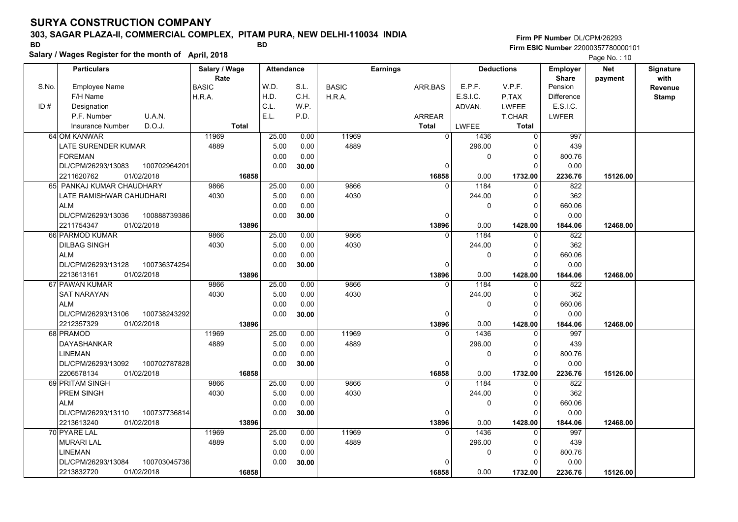# SURYA CONSTRUCTION COMPANY

**303, SAGAR PLAZA-II, COMMERCIAL COMPLEX, PITAM PURA, NEW DELHI-110034 INDIA**

BD BD

**Salary / Wages Register for the month of April, 2018**

Firm PF Number DL/CPM/26293
Firm ESIC Number 22000357780000101

| S.No. / ID # | Employee Name / F/H Name / Designation / P.F. Number, U.A.N. / Insurance Number, D.O.J. | Salary / Wage Rate: BASIC / H.R.A. / Total | Attendance: W.D. / H.D. / C.L. / E.L. | S.L. / C.H. / W.P. / P.D. | Earnings: BASIC / H.R.A. | ARR.BAS / ARREAR / Total | Deductions: E.P.F. / E.S.I.C. / ADVAN. / LWFEE | V.P.F. / P.TAX / LWFEE / T.CHAR / Total | Employer Share: Pension / Difference / E.S.I.C. / LWFER | Net payment | Signature with Revenue Stamp |
|---|---|---|---|---|---|---|---|---|---|---|---|
| 64 | OM KANWAR / LATE SURENDER KUMAR / FOREMAN / DL/CPM/26293/13083, 100702964201 / 2211620762, 01/02/2018 | 11969 / 4889 / **16858** | 25.00 / 5.00 / 0.00 / 0.00 | 0.00 / 0.00 / 0.00 / **30.00** | 11969 / 4889 | 0 / 0 / **16858** | 1436 / 296.00 / 0 / 0.00 | 0 / 0 / 0 / 0 / **1732.00** | 997 / 439 / 800.76 / 0.00 / **2236.76** | **15126.00** | |
| 65 | PANKAJ KUMAR CHAUDHARY / LATE RAMISHWAR CAHUDHARI / ALM / DL/CPM/26293/13036, 100888739386 / 2211754347, 01/02/2018 | 9866 / 4030 / **13896** | 25.00 / 5.00 / 0.00 / 0.00 | 0.00 / 0.00 / 0.00 / **30.00** | 9866 / 4030 | 0 / 0 / **13896** | 1184 / 244.00 / 0 / 0.00 | 0 / 0 / 0 / 0 / **1428.00** | 822 / 362 / 660.06 / 0.00 / **1844.06** | **12468.00** | |
| 66 | PARMOD KUMAR / DILBAG SINGH / ALM / DL/CPM/26293/13128, 100736374254 / 2213613161, 01/02/2018 | 9866 / 4030 / **13896** | 25.00 / 5.00 / 0.00 / 0.00 | 0.00 / 0.00 / 0.00 / **30.00** | 9866 / 4030 | 0 / 0 / **13896** | 1184 / 244.00 / 0 / 0.00 | 0 / 0 / 0 / 0 / **1428.00** | 822 / 362 / 660.06 / 0.00 / **1844.06** | **12468.00** | |
| 67 | PAWAN KUMAR / SAT NARAYAN / ALM / DL/CPM/26293/13106, 100738243292 / 2212357329, 01/02/2018 | 9866 / 4030 / **13896** | 25.00 / 5.00 / 0.00 / 0.00 | 0.00 / 0.00 / 0.00 / **30.00** | 9866 / 4030 | 0 / 0 / **13896** | 1184 / 244.00 / 0 / 0.00 | 0 / 0 / 0 / 0 / **1428.00** | 822 / 362 / 660.06 / 0.00 / **1844.06** | **12468.00** | |
| 68 | PRAMOD / DAYASHANKAR / LINEMAN / DL/CPM/26293/13092, 100702787828 / 2206578134, 01/02/2018 | 11969 / 4889 / **16858** | 25.00 / 5.00 / 0.00 / 0.00 | 0.00 / 0.00 / 0.00 / **30.00** | 11969 / 4889 | 0 / 0 / **16858** | 1436 / 296.00 / 0 / 0.00 | 0 / 0 / 0 / 0 / **1732.00** | 997 / 439 / 800.76 / 0.00 / **2236.76** | **15126.00** | |
| 69 | PRITAM SINGH / PREM SINGH / ALM / DL/CPM/26293/13110, 100737736814 / 2213613240, 01/02/2018 | 9866 / 4030 / **13896** | 25.00 / 5.00 / 0.00 / 0.00 | 0.00 / 0.00 / 0.00 / **30.00** | 9866 / 4030 | 0 / 0 / **13896** | 1184 / 244.00 / 0 / 0.00 | 0 / 0 / 0 / 0 / **1428.00** | 822 / 362 / 660.06 / 0.00 / **1844.06** | **12468.00** | |
| 70 | PYARE LAL / MURARI LAL / LINEMAN / DL/CPM/26293/13084, 100703045736 / 2213832720, 01/02/2018 | 11969 / 4889 / **16858** | 25.00 / 5.00 / 0.00 / 0.00 | 0.00 / 0.00 / 0.00 / **30.00** | 11969 / 4889 | 0 / 0 / **16858** | 1436 / 296.00 / 0 / 0.00 | 0 / 0 / 0 / 0 / **1732.00** | 997 / 439 / 800.76 / 0.00 / **2236.76** | **15126.00** | |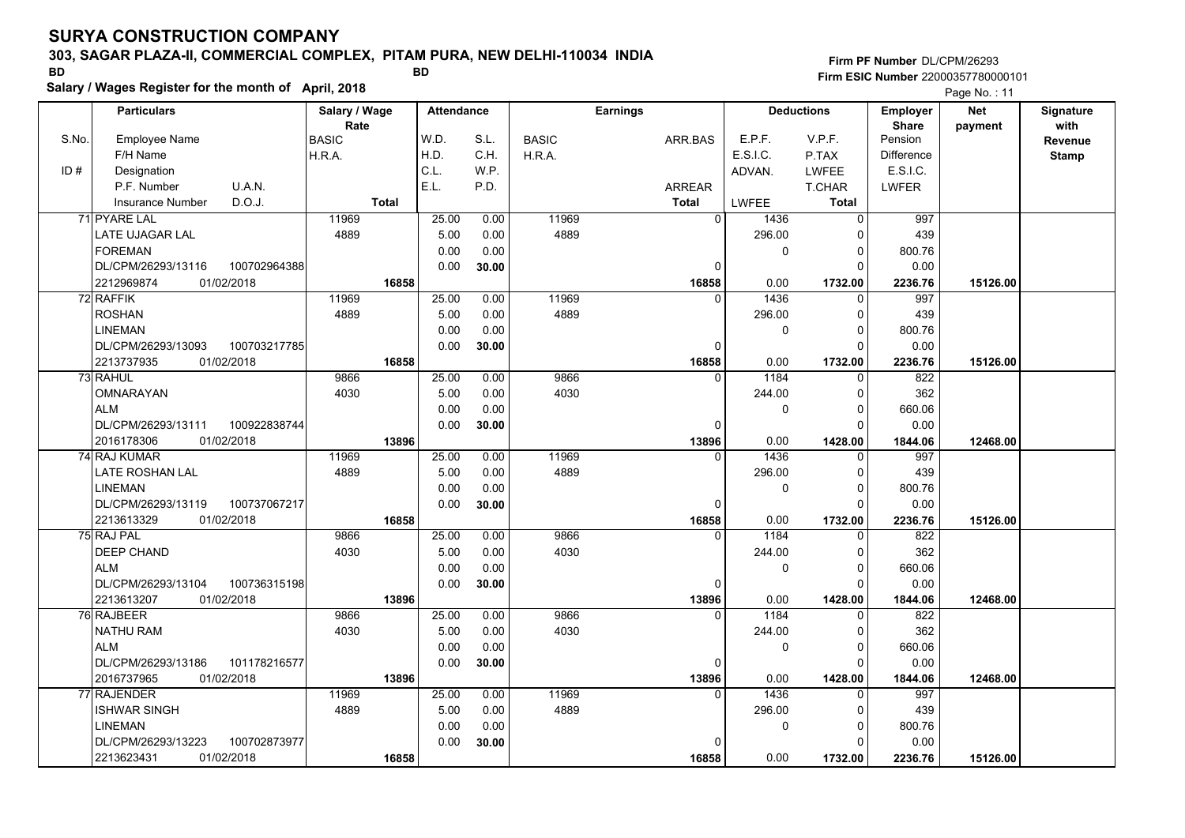# SURYA CONSTRUCTION COMPANY

## 303, SAGAR PLAZA-II, COMMERCIAL COMPLEX, PITAM PURA, NEW DELHI-110034 INDIA

BD BD

**Salary / Wages Register for the month of April, 2018**

Firm PF Number DL/CPM/26293
Firm ESIC Number 22000357780000101

| S.No. / ID # | Employee Name / F/H Name / Designation / P.F. Number / U.A.N. / Insurance Number / D.O.J. | Salary / Wage Rate: BASIC / H.R.A. / Total | Attendance: W.D. / H.D. / C.L. / E.L. | S.L. / C.H. / W.P. / P.D. | Earnings: BASIC / H.R.A. | ARR.BAS / ARREAR / Total | Deductions: E.P.F. / E.S.I.C. / ADVAN. / LWFEE | V.P.F. / P.TAX / LWFEE / T.CHAR / Total | Employer Share: Pension / Difference / E.S.I.C. / LWFER | Net payment | Signature with Revenue Stamp |
|---|---|---|---|---|---|---|---|---|---|---|---|
| 71 | PYARE LAL<br>LATE UJAGAR LAL<br>FOREMAN<br>DL/CPM/26293/13116 100702964388<br>2212969874 01/02/2018 | 11969<br>4889<br>**16858** | 25.00<br>5.00<br>0.00<br>0.00 | 0.00<br>0.00<br>0.00<br>**30.00** | 11969<br>4889 | 0<br>0<br>**16858** | 1436<br>296.00<br>0<br>0.00 | 0<br>0<br>0<br>0<br>**1732.00** | 997<br>439<br>800.76<br>0.00<br>**2236.76** | **15126.00** | |
| 72 | RAFFIK<br>ROSHAN<br>LINEMAN<br>DL/CPM/26293/13093 100703217785<br>2213737935 01/02/2018 | 11969<br>4889<br>**16858** | 25.00<br>5.00<br>0.00<br>0.00 | 0.00<br>0.00<br>0.00<br>**30.00** | 11969<br>4889 | 0<br>0<br>**16858** | 1436<br>296.00<br>0<br>0.00 | 0<br>0<br>0<br>0<br>**1732.00** | 997<br>439<br>800.76<br>0.00<br>**2236.76** | **15126.00** | |
| 73 | RAHUL<br>OMNARAYAN<br>ALM<br>DL/CPM/26293/13111 100922838744<br>2016178306 01/02/2018 | 9866<br>4030<br>**13896** | 25.00<br>5.00<br>0.00<br>0.00 | 0.00<br>0.00<br>0.00<br>**30.00** | 9866<br>4030 | 0<br>0<br>**13896** | 1184<br>244.00<br>0<br>0.00 | 0<br>0<br>0<br>0<br>**1428.00** | 822<br>362<br>660.06<br>0.00<br>**1844.06** | **12468.00** | |
| 74 | RAJ KUMAR<br>LATE ROSHAN LAL<br>LINEMAN<br>DL/CPM/26293/13119 100737067217<br>2213613329 01/02/2018 | 11969<br>4889<br>**16858** | 25.00<br>5.00<br>0.00<br>0.00 | 0.00<br>0.00<br>0.00<br>**30.00** | 11969<br>4889 | 0<br>0<br>**16858** | 1436<br>296.00<br>0<br>0.00 | 0<br>0<br>0<br>0<br>**1732.00** | 997<br>439<br>800.76<br>0.00<br>**2236.76** | **15126.00** | |
| 75 | RAJ PAL<br>DEEP CHAND<br>ALM<br>DL/CPM/26293/13104 100736315198<br>2213613207 01/02/2018 | 9866<br>4030<br>**13896** | 25.00<br>5.00<br>0.00<br>0.00 | 0.00<br>0.00<br>0.00<br>**30.00** | 9866<br>4030 | 0<br>0<br>**13896** | 1184<br>244.00<br>0<br>0.00 | 0<br>0<br>0<br>0<br>**1428.00** | 822<br>362<br>660.06<br>0.00<br>**1844.06** | **12468.00** | |
| 76 | RAJBEER<br>NATHU RAM<br>ALM<br>DL/CPM/26293/13186 101178216577<br>2016737965 01/02/2018 | 9866<br>4030<br>**13896** | 25.00<br>5.00<br>0.00<br>0.00 | 0.00<br>0.00<br>0.00<br>**30.00** | 9866<br>4030 | 0<br>0<br>**13896** | 1184<br>244.00<br>0<br>0.00 | 0<br>0<br>0<br>0<br>**1428.00** | 822<br>362<br>660.06<br>0.00<br>**1844.06** | **12468.00** | |
| 77 | RAJENDER<br>ISHWAR SINGH<br>LINEMAN<br>DL/CPM/26293/13223 100702873977<br>2213623431 01/02/2018 | 11969<br>4889<br>**16858** | 25.00<br>5.00<br>0.00<br>0.00 | 0.00<br>0.00<br>0.00<br>**30.00** | 11969<br>4889 | 0<br>0<br>**16858** | 1436<br>296.00<br>0<br>0.00 | 0<br>0<br>0<br>0<br>**1732.00** | 997<br>439<br>800.76<br>0.00<br>**2236.76** | **15126.00** | |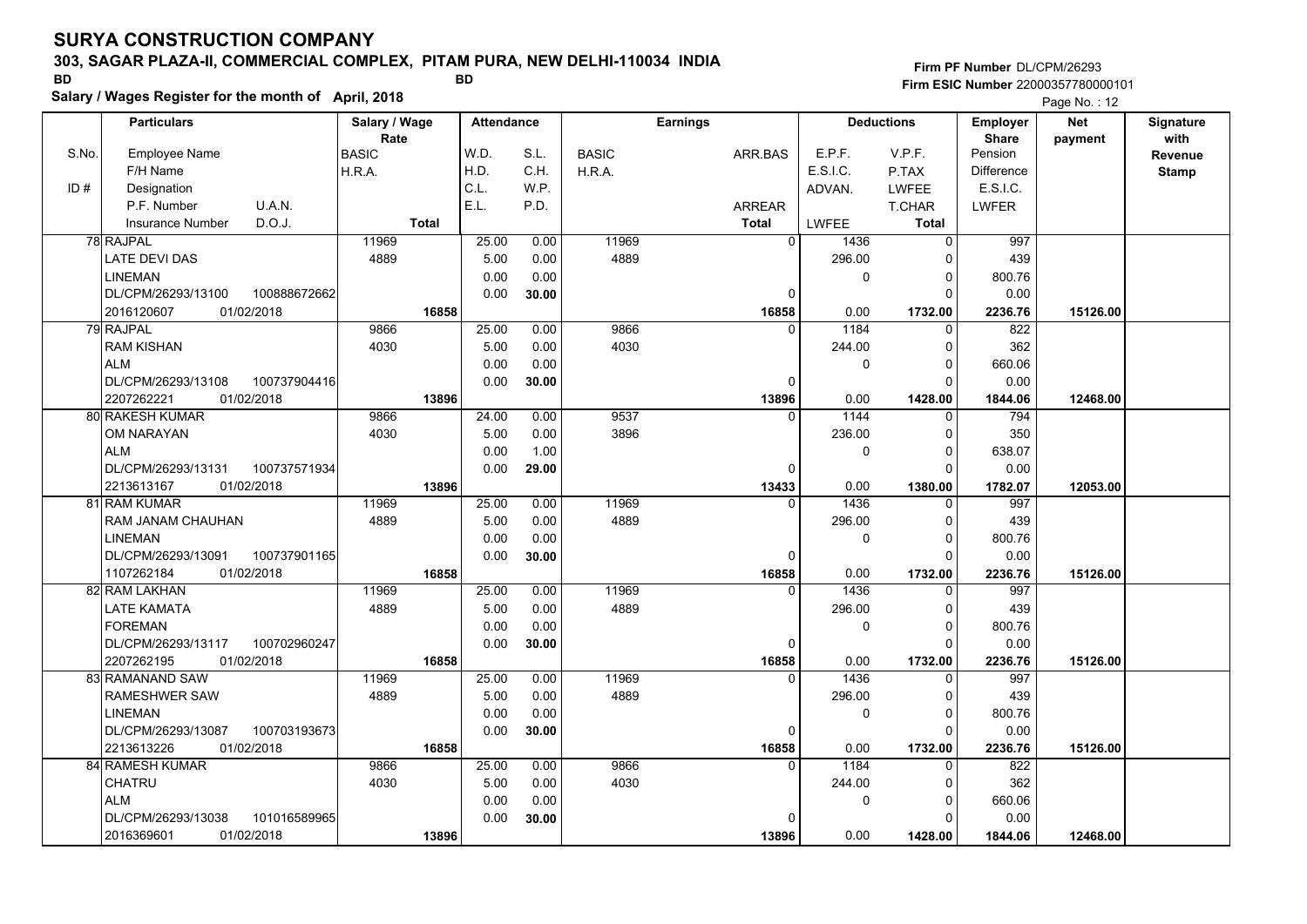# SURYA CONSTRUCTION COMPANY

**303, SAGAR PLAZA-II, COMMERCIAL COMPLEX, PITAM PURA, NEW DELHI-110034 INDIA**

BD BD

**Salary / Wages Register for the month of April, 2018**

**Firm PF Number** DL/CPM/26293
**Firm ESIC Number** 22000357780000101

| S.No. | Particulars: Employee Name / F/H Name / ID # Designation / P.F. Number, U.A.N. / Insurance Number, D.O.J. | Salary / Wage Rate: BASIC / H.R.A. / Total | Attendance: W.D. / H.D. / C.L. / E.L. | S.L. / C.H. / W.P. / P.D. | Earnings: BASIC / H.R.A. | ARR.BAS / ARREAR / Total | Deductions: E.P.F. / E.S.I.C. / ADVAN. / LWFEE | V.P.F. / P.TAX / LWFEE / T.CHAR / Total | Employer Share: Pension / Difference / E.S.I.C. / LWFER | Net payment | Signature with Revenue Stamp |
|---|---|---|---|---|---|---|---|---|---|---|---|
| 78 | RAJPAL<br>LATE DEVI DAS<br>LINEMAN<br>DL/CPM/26293/13100 100888672662<br>2016120607 01/02/2018 | 11969<br>4889<br><br><br>16858 | 25.00<br>5.00<br>0.00<br>0.00 | 0.00<br>0.00<br>0.00<br>30.00 | 11969<br>4889 | 0<br><br><br>0<br>16858 | 1436<br>296.00<br>0<br><br>0.00 | 0<br>0<br>0<br>0<br>1732.00 | 997<br>439<br>800.76<br>0.00<br>2236.76 | 15126.00 | |
| 79 | RAJPAL<br>RAM KISHAN<br>ALM<br>DL/CPM/26293/13108 100737904416<br>2207262221 01/02/2018 | 9866<br>4030<br><br><br>13896 | 25.00<br>5.00<br>0.00<br>0.00 | 0.00<br>0.00<br>0.00<br>30.00 | 9866<br>4030 | 0<br><br><br>0<br>13896 | 1184<br>244.00<br>0<br><br>0.00 | 0<br>0<br>0<br>0<br>1428.00 | 822<br>362<br>660.06<br>0.00<br>1844.06 | 12468.00 | |
| 80 | RAKESH KUMAR<br>OM NARAYAN<br>ALM<br>DL/CPM/26293/13131 100737571934<br>2213613167 01/02/2018 | 9866<br>4030<br><br><br>13896 | 24.00<br>5.00<br>0.00<br>0.00 | 0.00<br>0.00<br>1.00<br>29.00 | 9537<br>3896 | 0<br><br><br>0<br>13433 | 1144<br>236.00<br>0<br><br>0.00 | 0<br>0<br>0<br>0<br>1380.00 | 794<br>350<br>638.07<br>0.00<br>1782.07 | 12053.00 | |
| 81 | RAM KUMAR<br>RAM JANAM CHAUHAN<br>LINEMAN<br>DL/CPM/26293/13091 100737901165<br>1107262184 01/02/2018 | 11969<br>4889<br><br><br>16858 | 25.00<br>5.00<br>0.00<br>0.00 | 0.00<br>0.00<br>0.00<br>30.00 | 11969<br>4889 | 0<br><br><br>0<br>16858 | 1436<br>296.00<br>0<br><br>0.00 | 0<br>0<br>0<br>0<br>1732.00 | 997<br>439<br>800.76<br>0.00<br>2236.76 | 15126.00 | |
| 82 | RAM LAKHAN<br>LATE KAMATA<br>FOREMAN<br>DL/CPM/26293/13117 100702960247<br>2207262195 01/02/2018 | 11969<br>4889<br><br><br>16858 | 25.00<br>5.00<br>0.00<br>0.00 | 0.00<br>0.00<br>0.00<br>30.00 | 11969<br>4889 | 0<br><br><br>0<br>16858 | 1436<br>296.00<br>0<br><br>0.00 | 0<br>0<br>0<br>0<br>1732.00 | 997<br>439<br>800.76<br>0.00<br>2236.76 | 15126.00 | |
| 83 | RAMANAND SAW<br>RAMESHWER SAW<br>LINEMAN<br>DL/CPM/26293/13087 100703193673<br>2213613226 01/02/2018 | 11969<br>4889<br><br><br>16858 | 25.00<br>5.00<br>0.00<br>0.00 | 0.00<br>0.00<br>0.00<br>30.00 | 11969<br>4889 | 0<br><br><br>0<br>16858 | 1436<br>296.00<br>0<br><br>0.00 | 0<br>0<br>0<br>0<br>1732.00 | 997<br>439<br>800.76<br>0.00<br>2236.76 | 15126.00 | |
| 84 | RAMESH KUMAR<br>CHATRU<br>ALM<br>DL/CPM/26293/13038 101016589965<br>2016369601 01/02/2018 | 9866<br>4030<br><br><br>13896 | 25.00<br>5.00<br>0.00<br>0.00 | 0.00<br>0.00<br>0.00<br>30.00 | 9866<br>4030 | 0<br><br><br>0<br>13896 | 1184<br>244.00<br>0<br><br>0.00 | 0<br>0<br>0<br>0<br>1428.00 | 822<br>362<br>660.06<br>0.00<br>1844.06 | 12468.00 | |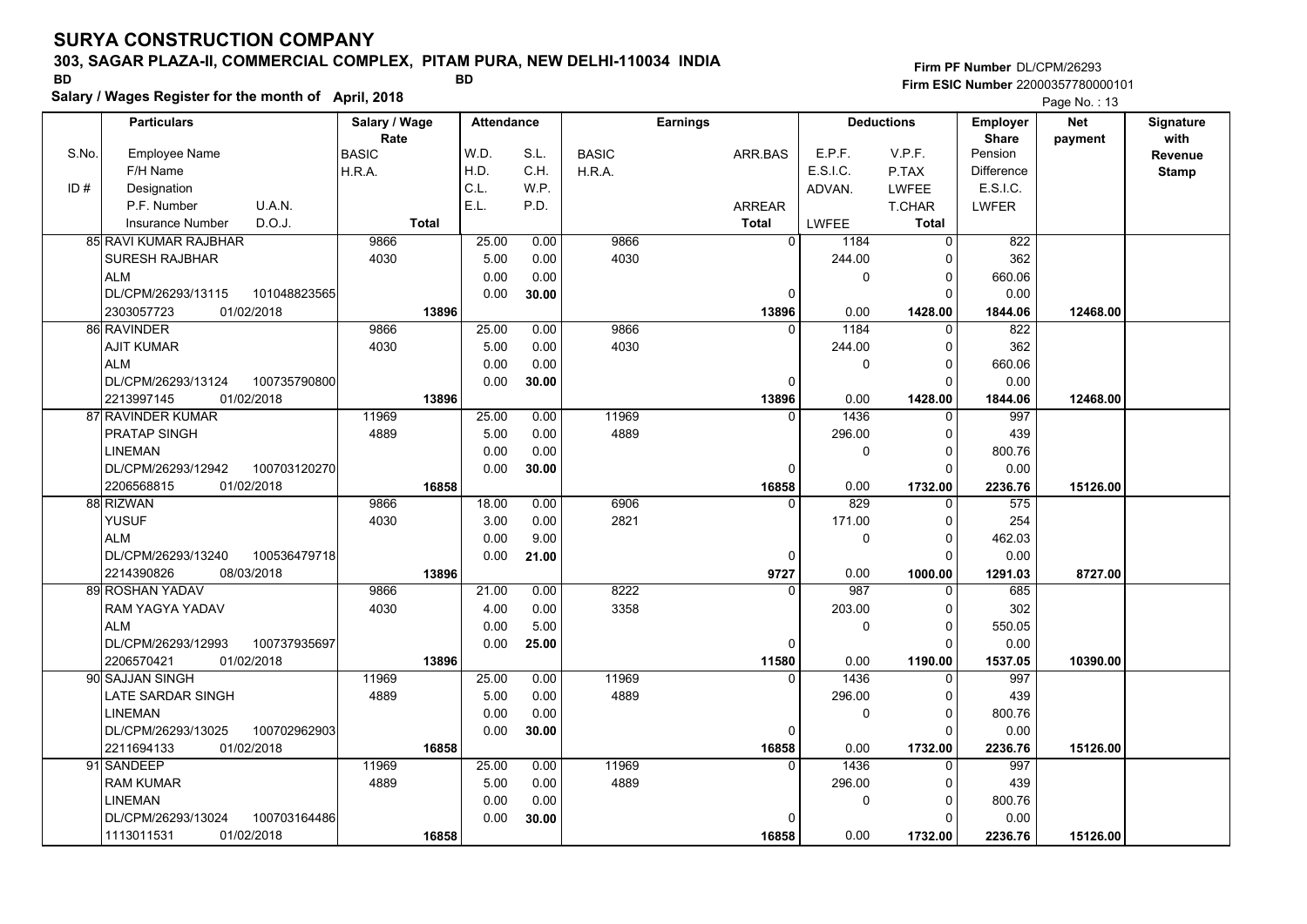# SURYA CONSTRUCTION COMPANY

**303, SAGAR PLAZA-II, COMMERCIAL COMPLEX, PITAM PURA, NEW DELHI-110034 INDIA**

BD BD

**Salary / Wages Register for the month of April, 2018**

Firm PF Number DL/CPM/26293
Firm ESIC Number 22000357780000101

| S.No. / ID # | Employee Name / F/H Name / Designation / P.F. Number / U.A.N. / Insurance Number / D.O.J. | Salary / Wage Rate BASIC / H.R.A. / Total | W.D. / H.D. / C.L. / E.L. | S.L. / C.H. / W.P. / P.D. | BASIC / H.R.A. | ARR.BAS / ARREAR / Total | E.P.F. / E.S.I.C. / ADVAN. / LWFEE | V.P.F. / P.TAX / LWFEE / T.CHAR / Total | Employer Share Pension / Difference / E.S.I.C. / LWFER | Net payment | Signature with Revenue Stamp |
|---|---|---|---|---|---|---|---|---|---|---|---|
| 85 | RAVI KUMAR RAJBHAR / SURESH RAJBHAR / ALM / DL/CPM/26293/13115 / 101048823565 / 2303057723 / 01/02/2018 | 9866 / 4030 / 13896 | 25.00 / 5.00 / 0.00 / 0.00 | 0.00 / 0.00 / 0.00 / 30.00 | 9866 / 4030 | 0 / 0 / 13896 | 1184 / 244.00 / 0 / 0.00 | 0 / 0 / 0 / 0 / 1428.00 | 822 / 362 / 660.06 / 0.00 / 1844.06 | 12468.00 | |
| 86 | RAVINDER / AJIT KUMAR / ALM / DL/CPM/26293/13124 / 100735790800 / 2213997145 / 01/02/2018 | 9866 / 4030 / 13896 | 25.00 / 5.00 / 0.00 / 0.00 | 0.00 / 0.00 / 0.00 / 30.00 | 9866 / 4030 | 0 / 0 / 13896 | 1184 / 244.00 / 0 / 0.00 | 0 / 0 / 0 / 0 / 1428.00 | 822 / 362 / 660.06 / 0.00 / 1844.06 | 12468.00 | |
| 87 | RAVINDER KUMAR / PRATAP SINGH / LINEMAN / DL/CPM/26293/12942 / 100703120270 / 2206568815 / 01/02/2018 | 11969 / 4889 / 16858 | 25.00 / 5.00 / 0.00 / 0.00 | 0.00 / 0.00 / 0.00 / 30.00 | 11969 / 4889 | 0 / 0 / 16858 | 1436 / 296.00 / 0 / 0.00 | 0 / 0 / 0 / 0 / 1732.00 | 997 / 439 / 800.76 / 0.00 / 2236.76 | 15126.00 | |
| 88 | RIZWAN / YUSUF / ALM / DL/CPM/26293/13240 / 100536479718 / 2214390826 / 08/03/2018 | 9866 / 4030 / 13896 | 18.00 / 3.00 / 0.00 / 0.00 | 0.00 / 0.00 / 9.00 / 21.00 | 6906 / 2821 | 0 / 0 / 9727 | 829 / 171.00 / 0 / 0.00 | 0 / 0 / 0 / 0 / 1000.00 | 575 / 254 / 462.03 / 0.00 / 1291.03 | 8727.00 | |
| 89 | ROSHAN YADAV / RAM YAGYA YADAV / ALM / DL/CPM/26293/12993 / 100737935697 / 2206570421 / 01/02/2018 | 9866 / 4030 / 13896 | 21.00 / 4.00 / 0.00 / 0.00 | 0.00 / 0.00 / 5.00 / 25.00 | 8222 / 3358 | 0 / 0 / 11580 | 987 / 203.00 / 0 / 0.00 | 0 / 0 / 0 / 0 / 1190.00 | 685 / 302 / 550.05 / 0.00 / 1537.05 | 10390.00 | |
| 90 | SAJJAN SINGH / LATE SARDAR SINGH / LINEMAN / DL/CPM/26293/13025 / 100702962903 / 2211694133 / 01/02/2018 | 11969 / 4889 / 16858 | 25.00 / 5.00 / 0.00 / 0.00 | 0.00 / 0.00 / 0.00 / 30.00 | 11969 / 4889 | 0 / 0 / 16858 | 1436 / 296.00 / 0 / 0.00 | 0 / 0 / 0 / 0 / 1732.00 | 997 / 439 / 800.76 / 0.00 / 2236.76 | 15126.00 | |
| 91 | SANDEEP / RAM KUMAR / LINEMAN / DL/CPM/26293/13024 / 100703164486 / 1113011531 / 01/02/2018 | 11969 / 4889 / 16858 | 25.00 / 5.00 / 0.00 / 0.00 | 0.00 / 0.00 / 0.00 / 30.00 | 11969 / 4889 | 0 / 0 / 16858 | 1436 / 296.00 / 0 / 0.00 | 0 / 0 / 0 / 0 / 1732.00 | 997 / 439 / 800.76 / 0.00 / 2236.76 | 15126.00 | |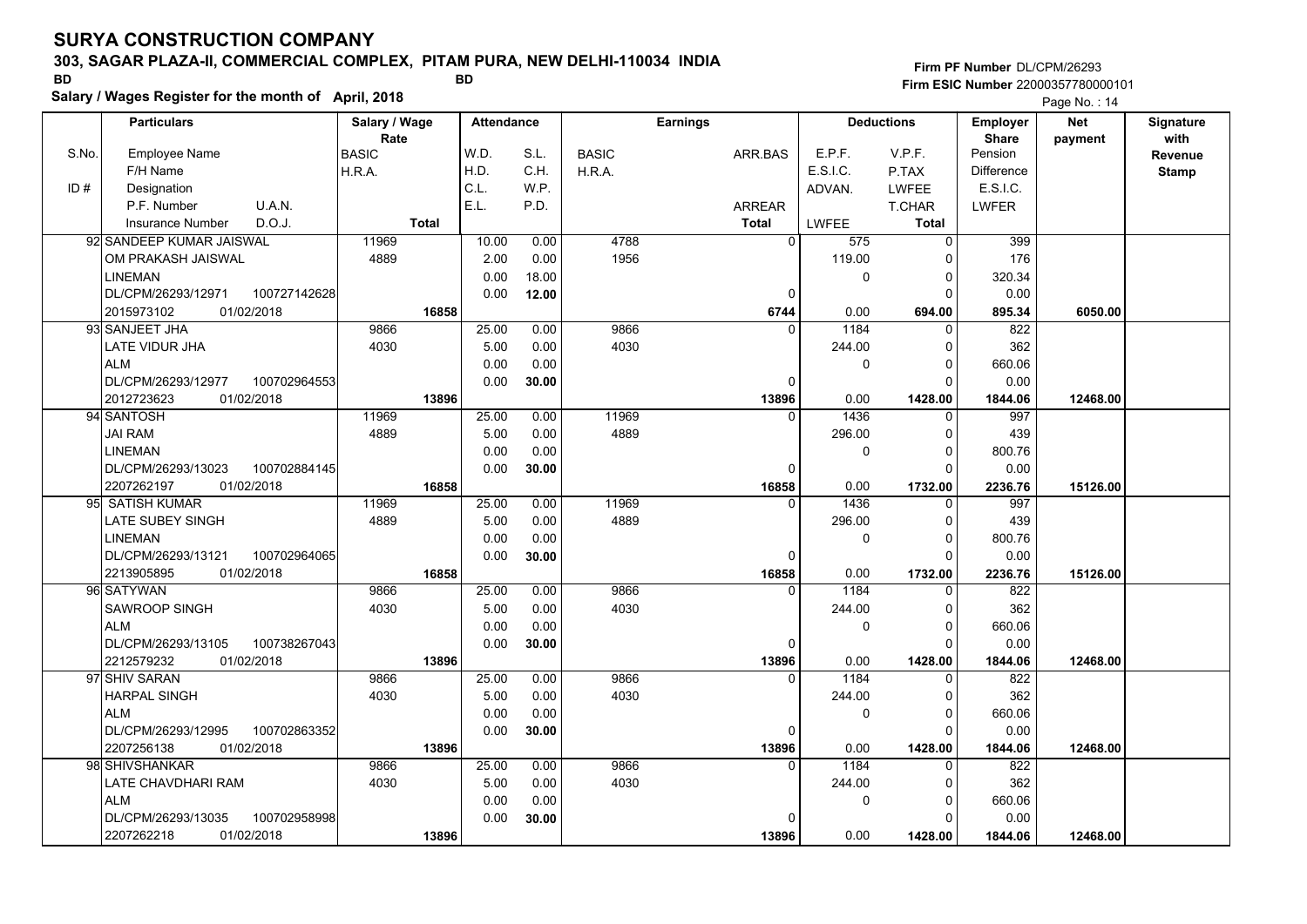# SURYA CONSTRUCTION COMPANY

## 303, SAGAR PLAZA-II, COMMERCIAL COMPLEX, PITAM PURA, NEW DELHI-110034 INDIA

BD BD

**Salary / Wages Register for the month of April, 2018**

Firm PF Number DL/CPM/26293
Firm ESIC Number 22000357780000101

| S.No. / ID # | Particulars: Employee Name / F/H Name / Designation / P.F. Number, U.A.N. / Insurance Number, D.O.J. | Salary / Wage Rate: BASIC / H.R.A. / Total | Attendance: W.D. / H.D. / C.L. / E.L. | Attendance: S.L. / C.H. / W.P. / P.D. | Earnings: BASIC / H.R.A. | Earnings: ARR.BAS / ARREAR / Total | Deductions: E.P.F. / E.S.I.C. / ADVAN. / LWFEE | Deductions: V.P.F. / P.TAX / LWFEE / T.CHAR / Total | Employer Share: Pension / Difference / E.S.I.C. / LWFER | Net payment | Signature with Revenue Stamp |
|---|---|---|---|---|---|---|---|---|---|---|---|
| 92 | SANDEEP KUMAR JAISWAL / OM PRAKASH JAISWAL / LINEMAN / DL/CPM/26293/12971, 100727142628 / 2015973102, 01/02/2018 | 11969 / 4889 / 16858 | 10.00 / 2.00 / 0.00 / 0.00 | 0.00 / 0.00 / 18.00 / 12.00 | 4788 / 1956 | 0 / 0 / 6744 | 575 / 119.00 / 0 / 0.00 | 0 / 0 / 0 / 0 / 694.00 | 399 / 176 / 320.34 / 0.00 / 895.34 | 6050.00 | |
| 93 | SANJEET JHA / LATE VIDUR JHA / ALM / DL/CPM/26293/12977, 100702964553 / 2012723623, 01/02/2018 | 9866 / 4030 / 13896 | 25.00 / 5.00 / 0.00 / 0.00 | 0.00 / 0.00 / 0.00 / 30.00 | 9866 / 4030 | 0 / 0 / 13896 | 1184 / 244.00 / 0 / 0.00 | 0 / 0 / 0 / 0 / 1428.00 | 822 / 362 / 660.06 / 0.00 / 1844.06 | 12468.00 | |
| 94 | SANTOSH / JAI RAM / LINEMAN / DL/CPM/26293/13023, 100702884145 / 2207262197, 01/02/2018 | 11969 / 4889 / 16858 | 25.00 / 5.00 / 0.00 / 0.00 | 0.00 / 0.00 / 0.00 / 30.00 | 11969 / 4889 | 0 / 0 / 16858 | 1436 / 296.00 / 0 / 0.00 | 0 / 0 / 0 / 0 / 1732.00 | 997 / 439 / 800.76 / 0.00 / 2236.76 | 15126.00 | |
| 95 | SATISH KUMAR / LATE SUBEY SINGH / LINEMAN / DL/CPM/26293/13121, 100702964065 / 2213905895, 01/02/2018 | 11969 / 4889 / 16858 | 25.00 / 5.00 / 0.00 / 0.00 | 0.00 / 0.00 / 0.00 / 30.00 | 11969 / 4889 | 0 / 0 / 16858 | 1436 / 296.00 / 0 / 0.00 | 0 / 0 / 0 / 0 / 1732.00 | 997 / 439 / 800.76 / 0.00 / 2236.76 | 15126.00 | |
| 96 | SATYWAN / SAWROOP SINGH / ALM / DL/CPM/26293/13105, 100738267043 / 2212579232, 01/02/2018 | 9866 / 4030 / 13896 | 25.00 / 5.00 / 0.00 / 0.00 | 0.00 / 0.00 / 0.00 / 30.00 | 9866 / 4030 | 0 / 0 / 13896 | 1184 / 244.00 / 0 / 0.00 | 0 / 0 / 0 / 0 / 1428.00 | 822 / 362 / 660.06 / 0.00 / 1844.06 | 12468.00 | |
| 97 | SHIV SARAN / HARPAL SINGH / ALM / DL/CPM/26293/12995, 100702863352 / 2207256138, 01/02/2018 | 9866 / 4030 / 13896 | 25.00 / 5.00 / 0.00 / 0.00 | 0.00 / 0.00 / 0.00 / 30.00 | 9866 / 4030 | 0 / 0 / 13896 | 1184 / 244.00 / 0 / 0.00 | 0 / 0 / 0 / 0 / 1428.00 | 822 / 362 / 660.06 / 0.00 / 1844.06 | 12468.00 | |
| 98 | SHIVSHANKAR / LATE CHAVDHARI RAM / ALM / DL/CPM/26293/13035, 100702958998 / 2207262218, 01/02/2018 | 9866 / 4030 / 13896 | 25.00 / 5.00 / 0.00 / 0.00 | 0.00 / 0.00 / 0.00 / 30.00 | 9866 / 4030 | 0 / 0 / 13896 | 1184 / 244.00 / 0 / 0.00 | 0 / 0 / 0 / 0 / 1428.00 | 822 / 362 / 660.06 / 0.00 / 1844.06 | 12468.00 | |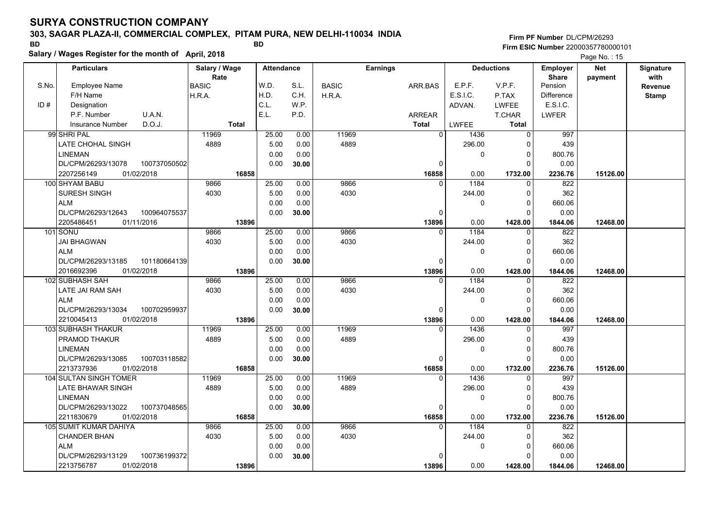# SURYA CONSTRUCTION COMPANY

**303, SAGAR PLAZA-II, COMMERCIAL COMPLEX, PITAM PURA, NEW DELHI-110034 INDIA**

BD BD

**Salary / Wages Register for the month of April, 2018**

**Firm PF Number** DL/CPM/26293
**Firm ESIC Number** 22000357780000101

| S.No. / ID # | Employee Name / F/H Name / Designation / P.F. Number / U.A.N. / Insurance Number / D.O.J. | Salary / Wage Rate: BASIC / H.R.A. / Total | Attendance: W.D. / H.D. / C.L. / E.L. | Attendance: S.L. / C.H. / W.P. / P.D. | Earnings: BASIC / H.R.A. | Earnings: ARR.BAS / ARREAR / Total | Deductions: E.P.F. / E.S.I.C. / ADVAN. / LWFEE | Deductions: V.P.F. / P.TAX / LWFEE / T.CHAR / Total | Employer Share: Pension / Difference / E.S.I.C. / LWFER | Net payment | Signature with Revenue Stamp |
|---|---|---|---|---|---|---|---|---|---|---|---|
| 99 | SHRI PAL / LATE CHOHAL SINGH / LINEMAN / DL/CPM/26293/13078 / 100737050502 / 2207256149 / 01/02/2018 | 11969 / 4889 / 16858 | 25.00 / 5.00 / 0.00 / 0.00 | 0.00 / 0.00 / 0.00 / 30.00 | 11969 / 4889 | 0 / 0 / 16858 | 1436 / 296.00 / 0 / 0.00 | 0 / 0 / 0 / 0 / 1732.00 | 997 / 439 / 800.76 / 0.00 / 2236.76 | 15126.00 | |
| 100 | SHYAM BABU / SURESH SINGH / ALM / DL/CPM/26293/12643 / 100964075537 / 2205486451 / 01/11/2016 | 9866 / 4030 / 13896 | 25.00 / 5.00 / 0.00 / 0.00 | 0.00 / 0.00 / 0.00 / 30.00 | 9866 / 4030 | 0 / 0 / 13896 | 1184 / 244.00 / 0 / 0.00 | 0 / 0 / 0 / 0 / 1428.00 | 822 / 362 / 660.06 / 0.00 / 1844.06 | 12468.00 | |
| 101 | SONU / JAI BHAGWAN / ALM / DL/CPM/26293/13185 / 101180664139 / 2016692396 / 01/02/2018 | 9866 / 4030 / 13896 | 25.00 / 5.00 / 0.00 / 0.00 | 0.00 / 0.00 / 0.00 / 30.00 | 9866 / 4030 | 0 / 0 / 13896 | 1184 / 244.00 / 0 / 0.00 | 0 / 0 / 0 / 0 / 1428.00 | 822 / 362 / 660.06 / 0.00 / 1844.06 | 12468.00 | |
| 102 | SUBHASH SAH / LATE JAI RAM SAH / ALM / DL/CPM/26293/13034 / 100702959937 / 2210045413 / 01/02/2018 | 9866 / 4030 / 13896 | 25.00 / 5.00 / 0.00 / 0.00 | 0.00 / 0.00 / 0.00 / 30.00 | 9866 / 4030 | 0 / 0 / 13896 | 1184 / 244.00 / 0 / 0.00 | 0 / 0 / 0 / 0 / 1428.00 | 822 / 362 / 660.06 / 0.00 / 1844.06 | 12468.00 | |
| 103 | SUBHASH THAKUR / PRAMOD THAKUR / LINEMAN / DL/CPM/26293/13085 / 100703118582 / 2213737936 / 01/02/2018 | 11969 / 4889 / 16858 | 25.00 / 5.00 / 0.00 / 0.00 | 0.00 / 0.00 / 0.00 / 30.00 | 11969 / 4889 | 0 / 0 / 16858 | 1436 / 296.00 / 0 / 0.00 | 0 / 0 / 0 / 0 / 1732.00 | 997 / 439 / 800.76 / 0.00 / 2236.76 | 15126.00 | |
| 104 | SULTAN SINGH TOMER / LATE BHAWAR SINGH / LINEMAN / DL/CPM/26293/13022 / 100737048565 / 2211830679 / 01/02/2018 | 11969 / 4889 / 16858 | 25.00 / 5.00 / 0.00 / 0.00 | 0.00 / 0.00 / 0.00 / 30.00 | 11969 / 4889 | 0 / 0 / 16858 | 1436 / 296.00 / 0 / 0.00 | 0 / 0 / 0 / 0 / 1732.00 | 997 / 439 / 800.76 / 0.00 / 2236.76 | 15126.00 | |
| 105 | SUMIT KUMAR DAHIYA / CHANDER BHAN / ALM / DL/CPM/26293/13129 / 100736199372 / 2213756787 / 01/02/2018 | 9866 / 4030 / 13896 | 25.00 / 5.00 / 0.00 / 0.00 | 0.00 / 0.00 / 0.00 / 30.00 | 9866 / 4030 | 0 / 0 / 13896 | 1184 / 244.00 / 0 / 0.00 | 0 / 0 / 0 / 0 / 1428.00 | 822 / 362 / 660.06 / 0.00 / 1844.06 | 12468.00 | |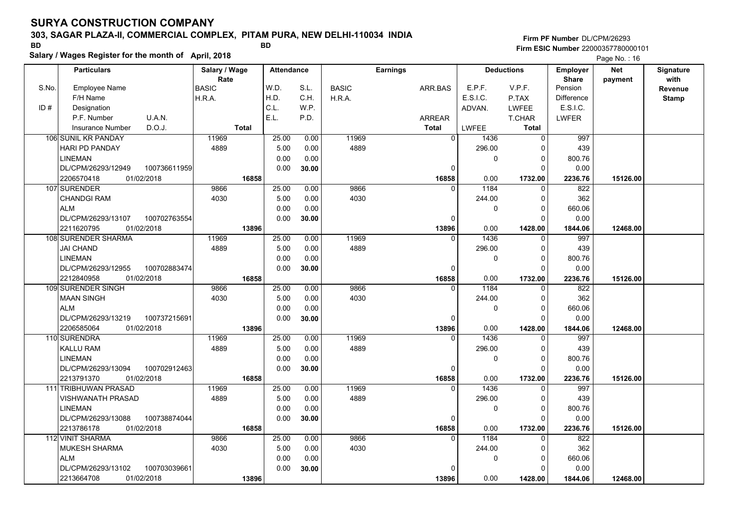# SURYA CONSTRUCTION COMPANY

## 303, SAGAR PLAZA-II, COMMERCIAL COMPLEX, PITAM PURA, NEW DELHI-110034 INDIA

BD BD

**Salary / Wages Register for the month of April, 2018**

Firm PF Number DL/CPM/26293
Firm ESIC Number 22000357780000101

| S.No. | Particulars | Salary / Wage Rate | Attendance | | Earnings | | Deductions | | Employer Share | Net payment | Signature with Revenue Stamp |
|---|---|---|---|---|---|---|---|---|---|---|---|
| | Employee Name / F/H Name / ID # Designation / P.F. Number U.A.N. / Insurance Number D.O.J. | BASIC / H.R.A. / Total | W.D. / H.D. / C.L. / E.L. | S.L. / C.H. / W.P. / P.D. | BASIC / H.R.A. | ARR.BAS / ARREAR / Total | E.P.F. / E.S.I.C. / ADVAN. / LWFEE | V.P.F. / P.TAX / LWFEE / T.CHAR / Total | Pension / Difference / E.S.I.C. / LWFER | | |
| 106 | SUNIL KR PANDAY / HARI PD PANDAY / LINEMAN / DL/CPM/26293/12949 100736611959 / 2206570418 01/02/2018 | 11969 / 4889 / 16858 | 25.00 / 5.00 / 0.00 / 0.00 | 0.00 / 0.00 / 0.00 / 30.00 | 11969 / 4889 | 0 / 0 / 16858 | 1436 / 296.00 / 0 / 0.00 | 0 / 0 / 0 / 0 / 1732.00 | 997 / 439 / 800.76 / 0.00 / 2236.76 | 15126.00 | |
| 107 | SURENDER / CHANDGI RAM / ALM / DL/CPM/26293/13107 100702763554 / 2211620795 01/02/2018 | 9866 / 4030 / 13896 | 25.00 / 5.00 / 0.00 / 0.00 | 0.00 / 0.00 / 0.00 / 30.00 | 9866 / 4030 | 0 / 0 / 13896 | 1184 / 244.00 / 0 / 0.00 | 0 / 0 / 0 / 0 / 1428.00 | 822 / 362 / 660.06 / 0.00 / 1844.06 | 12468.00 | |
| 108 | SURENDER SHARMA / JAI CHAND / LINEMAN / DL/CPM/26293/12955 100702883474 / 2212840958 01/02/2018 | 11969 / 4889 / 16858 | 25.00 / 5.00 / 0.00 / 0.00 | 0.00 / 0.00 / 0.00 / 30.00 | 11969 / 4889 | 0 / 0 / 16858 | 1436 / 296.00 / 0 / 0.00 | 0 / 0 / 0 / 0 / 1732.00 | 997 / 439 / 800.76 / 0.00 / 2236.76 | 15126.00 | |
| 109 | SURENDER SINGH / MAAN SINGH / ALM / DL/CPM/26293/13219 100737215691 / 2206585064 01/02/2018 | 9866 / 4030 / 13896 | 25.00 / 5.00 / 0.00 / 0.00 | 0.00 / 0.00 / 0.00 / 30.00 | 9866 / 4030 | 0 / 0 / 13896 | 1184 / 244.00 / 0 / 0.00 | 0 / 0 / 0 / 0 / 1428.00 | 822 / 362 / 660.06 / 0.00 / 1844.06 | 12468.00 | |
| 110 | SURENDRA / KALLU RAM / LINEMAN / DL/CPM/26293/13094 100702912463 / 2213791370 01/02/2018 | 11969 / 4889 / 16858 | 25.00 / 5.00 / 0.00 / 0.00 | 0.00 / 0.00 / 0.00 / 30.00 | 11969 / 4889 | 0 / 0 / 16858 | 1436 / 296.00 / 0 / 0.00 | 0 / 0 / 0 / 0 / 1732.00 | 997 / 439 / 800.76 / 0.00 / 2236.76 | 15126.00 | |
| 111 | TRIBHUWAN PRASAD / VISHWANATH PRASAD / LINEMAN / DL/CPM/26293/13088 100738874044 / 2213786178 01/02/2018 | 11969 / 4889 / 16858 | 25.00 / 5.00 / 0.00 / 0.00 | 0.00 / 0.00 / 0.00 / 30.00 | 11969 / 4889 | 0 / 0 / 16858 | 1436 / 296.00 / 0 / 0.00 | 0 / 0 / 0 / 0 / 1732.00 | 997 / 439 / 800.76 / 0.00 / 2236.76 | 15126.00 | |
| 112 | VINIT SHARMA / MUKESH SHARMA / ALM / DL/CPM/26293/13102 100703039661 / 2213664708 01/02/2018 | 9866 / 4030 / 13896 | 25.00 / 5.00 / 0.00 / 0.00 | 0.00 / 0.00 / 0.00 / 30.00 | 9866 / 4030 | 0 / 0 / 13896 | 1184 / 244.00 / 0 / 0.00 | 0 / 0 / 0 / 0 / 1428.00 | 822 / 362 / 660.06 / 0.00 / 1844.06 | 12468.00 | |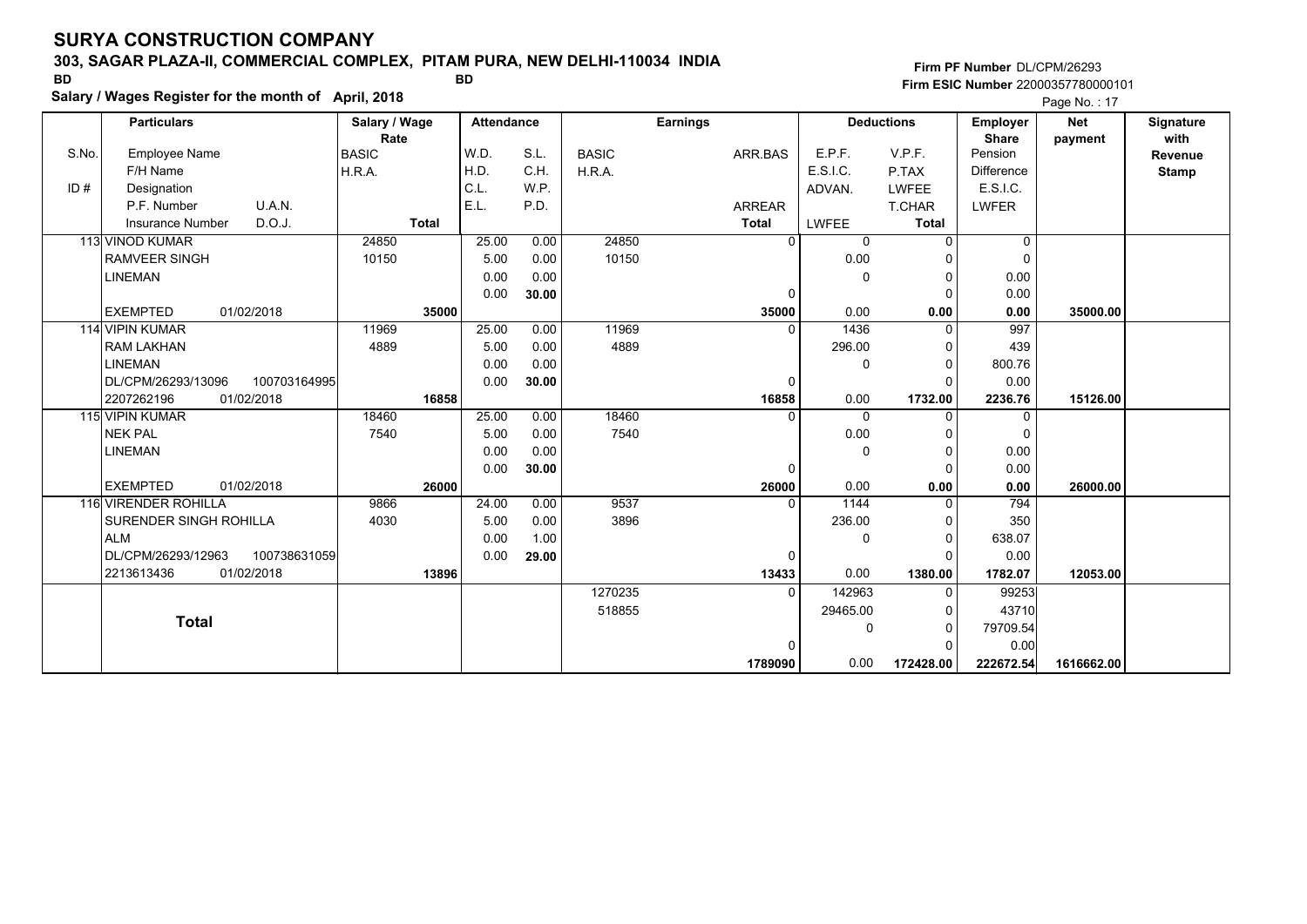# SURYA CONSTRUCTION COMPANY

**303, SAGAR PLAZA-II, COMMERCIAL COMPLEX, PITAM PURA, NEW DELHI-110034 INDIA**

BD BD

**Salary / Wages Register for the month of April, 2018**

**Firm PF Number** DL/CPM/26293
**Firm ESIC Number** 22000357780000101

| S.No. / ID # | Particulars: Employee Name / F/H Name / Designation / P.F. Number, U.A.N. / Insurance Number, D.O.J. | Salary / Wage Rate: BASIC / H.R.A. / Total | Attendance: W.D. / H.D. / C.L. / E.L. | Attendance: S.L. / C.H. / W.P. / P.D. | Earnings: BASIC / H.R.A. | Earnings: ARR.BAS / ARREAR / Total | Deductions: E.P.F. / E.S.I.C. / ADVAN. / LWFEE | Deductions: V.P.F. / P.TAX / LWFEE / T.CHAR / Total | Employer Share: Pension / Difference / E.S.I.C. / LWFER | Net payment | Signature with Revenue Stamp |
|---|---|---|---|---|---|---|---|---|---|---|---|
| 113 | VINOD KUMAR<br>RAMVEER SINGH<br>LINEMAN<br><br>EXEMPTED 01/02/2018 | 24850<br>10150<br><br><br>**35000** | 25.00<br>5.00<br>0.00<br>0.00 | 0.00<br>0.00<br>0.00<br>**30.00** | 24850<br>10150 | 0<br><br><br>0<br>**35000** | 0<br>0.00<br>0<br><br>0.00 | 0<br>0<br>0<br>0<br>**0.00** | 0<br>0<br>0.00<br>0.00<br>**0.00** | **35000.00** | |
| 114 | VIPIN KUMAR<br>RAM LAKHAN<br>LINEMAN<br>DL/CPM/26293/13096 100703164995<br>2207262196 01/02/2018 | 11969<br>4889<br><br><br>**16858** | 25.00<br>5.00<br>0.00<br>0.00 | 0.00<br>0.00<br>0.00<br>**30.00** | 11969<br>4889 | 0<br><br><br>0<br>**16858** | 1436<br>296.00<br>0<br><br>0.00 | 0<br>0<br>0<br>0<br>**1732.00** | 997<br>439<br>800.76<br>0.00<br>**2236.76** | **15126.00** | |
| 115 | VIPIN KUMAR<br>NEK PAL<br>LINEMAN<br><br>EXEMPTED 01/02/2018 | 18460<br>7540<br><br><br>**26000** | 25.00<br>5.00<br>0.00<br>0.00 | 0.00<br>0.00<br>0.00<br>**30.00** | 18460<br>7540 | 0<br><br><br>0<br>**26000** | 0<br>0.00<br>0<br><br>0.00 | 0<br>0<br>0<br>0<br>**0.00** | 0<br>0<br>0.00<br>0.00<br>**0.00** | **26000.00** | |
| 116 | VIRENDER ROHILLA<br>SURENDER SINGH ROHILLA<br>ALM<br>DL/CPM/26293/12963 100738631059<br>2213613436 01/02/2018 | 9866<br>4030<br><br><br>**13896** | 24.00<br>5.00<br>0.00<br>0.00 | 0.00<br>0.00<br>1.00<br>**29.00** | 9537<br>3896 | 0<br><br><br>0<br>**13433** | 1144<br>236.00<br>0<br><br>0.00 | 0<br>0<br>0<br>0<br>**1380.00** | 794<br>350<br>638.07<br>0.00<br>**1782.07** | **12053.00** | |
| | **Total** | | | | 1270235<br>518855 | 0<br><br><br>0<br>**1789090** | 142963<br>29465.00<br>0<br><br>0.00 | 0<br>0<br>0<br>0<br>**172428.00** | 99253<br>43710<br>79709.54<br>0.00<br>**222672.54** | **1616662.00** | |